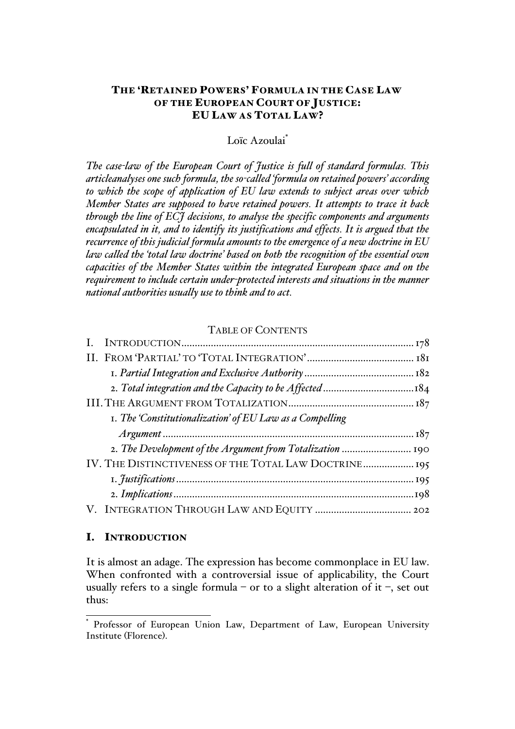# THE 'RETAINED POWERS' FORMULA IN THE CASE LAW OF THE EUROPEAN COURT OF JUSTICE: EU LAW AS TOTAL LAW?

Loïc Azoulai*

*The case-law of the European Court of Justice is full of standard formulas. This articleanalyses one such formula, the so-called 'formula on retained powers' according to which the scope of application of EU law extends to subject areas over which Member States are supposed to have retained powers. It attempts to trace it back through the line of ECJ decisions, to analyse the specific components and arguments encapsulated in it, and to identify its justifications and effects. It is argued that the recurrence of this judicial formula amounts to the emergence of a new doctrine in EU law called the 'total law doctrine' based on both the recognition of the essential own capacities of the Member States within the integrated European space and on the requirement to include certain under-protected interests and situations in the manner national authorities usually use to think and to act.*

TABLE OF CONTENTS

- I. INTRODUCTION ..... 178
- II. FROM 'PARTIAL' TO 'TOTAL INTEGRATION' ..... 181
  - 1. *Partial Integration and Exclusive Authority* ..... 182
  - 2. *Total integration and the Capacity to be Affected* ..... 184
- III. THE ARGUMENT FROM TOTALIZATION ..... 187
  - 1. *The 'Constitutionalization' of EU Law as a Compelling Argument* ..... 187
  - 2. *The Development of the Argument from Totalization* ..... 190
- IV. THE DISTINCTIVENESS OF THE TOTAL LAW DOCTRINE ..... 195
  - 1. *Justifications* ..... 195
  - 2. *Implications* ..... 198
- V. INTEGRATION THROUGH LAW AND EQUITY ..... 202

## I. INTRODUCTION

It is almost an adage. The expression has become commonplace in EU law. When confronted with a controversial issue of applicability, the Court usually refers to a single formula – or to a slight alteration of it –, set out thus:

---

* Professor of European Union Law, Department of Law, European University Institute (Florence).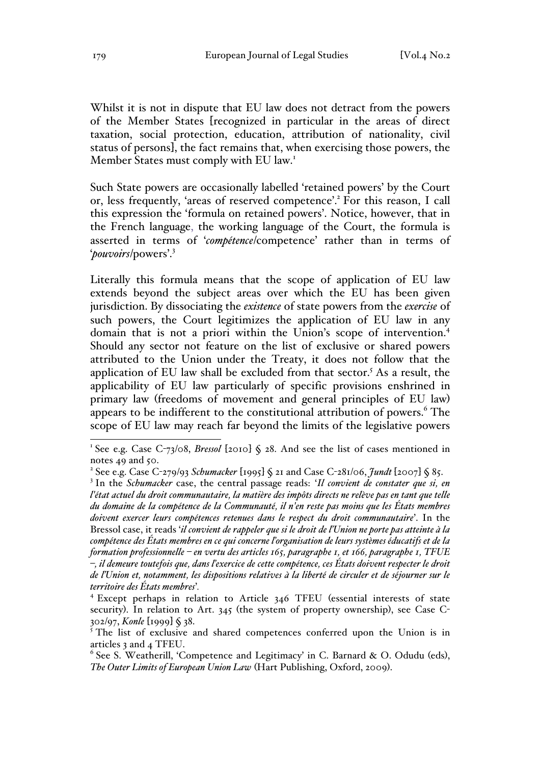Whilst it is not in dispute that EU law does not detract from the powers of the Member States [recognized in particular in the areas of direct taxation, social protection, education, attribution of nationality, civil status of persons], the fact remains that, when exercising those powers, the Member States must comply with EU law.[1]

Such State powers are occasionally labelled 'retained powers' by the Court or, less frequently, 'areas of reserved competence'.[2] For this reason, I call this expression the 'formula on retained powers'. Notice, however, that in the French language, the working language of the Court, the formula is asserted in terms of '*compétence*/competence' rather than in terms of '*pouvoirs*/powers'.[3]

Literally this formula means that the scope of application of EU law extends beyond the subject areas over which the EU has been given jurisdiction. By dissociating the *existence* of state powers from the *exercise* of such powers, the Court legitimizes the application of EU law in any domain that is not a priori within the Union's scope of intervention.[4] Should any sector not feature on the list of exclusive or shared powers attributed to the Union under the Treaty, it does not follow that the application of EU law shall be excluded from that sector.[5] As a result, the applicability of EU law particularly of specific provisions enshrined in primary law (freedoms of movement and general principles of EU law) appears to be indifferent to the constitutional attribution of powers.[6] The scope of EU law may reach far beyond the limits of the legislative powers

---

[1] See e.g. Case C-73/08, *Bressol* [2010] § 28. And see the list of cases mentioned in notes 49 and 50.

[2] See e.g. Case C-279/93 *Schumacker* [1995] § 21 and Case C-281/06, *Jundt* [2007] § 85.

[3] In the *Schumacker* case, the central passage reads: '*Il convient de constater que si, en l'état actuel du droit communautaire, la matière des impôts directs ne relève pas en tant que telle du domaine de la compétence de la Communauté, il n'en reste pas moins que les États membres doivent exercer leurs compétences retenues dans le respect du droit communautaire*'. In the Bressol case, it reads '*il convient de rappeler que si le droit de l'Union ne porte pas atteinte à la compétence des États membres en ce qui concerne l'organisation de leurs systèmes éducatifs et de la formation professionnelle – en vertu des articles 165, paragraphe 1, et 166, paragraphe 1, TFUE –, il demeure toutefois que, dans l'exercice de cette compétence, ces États doivent respecter le droit de l'Union et, notamment, les dispositions relatives à la liberté de circuler et de séjourner sur le territoire des États membres*'.

[4] Except perhaps in relation to Article 346 TFEU (essential interests of state security). In relation to Art. 345 (the system of property ownership), see Case C-302/97, *Konle* [1999] § 38.

[5] The list of exclusive and shared competences conferred upon the Union is in articles 3 and 4 TFEU.

[6] See S. Weatherill, 'Competence and Legitimacy' in C. Barnard & O. Odudu (eds), *The Outer Limits of European Union Law* (Hart Publishing, Oxford, 2009).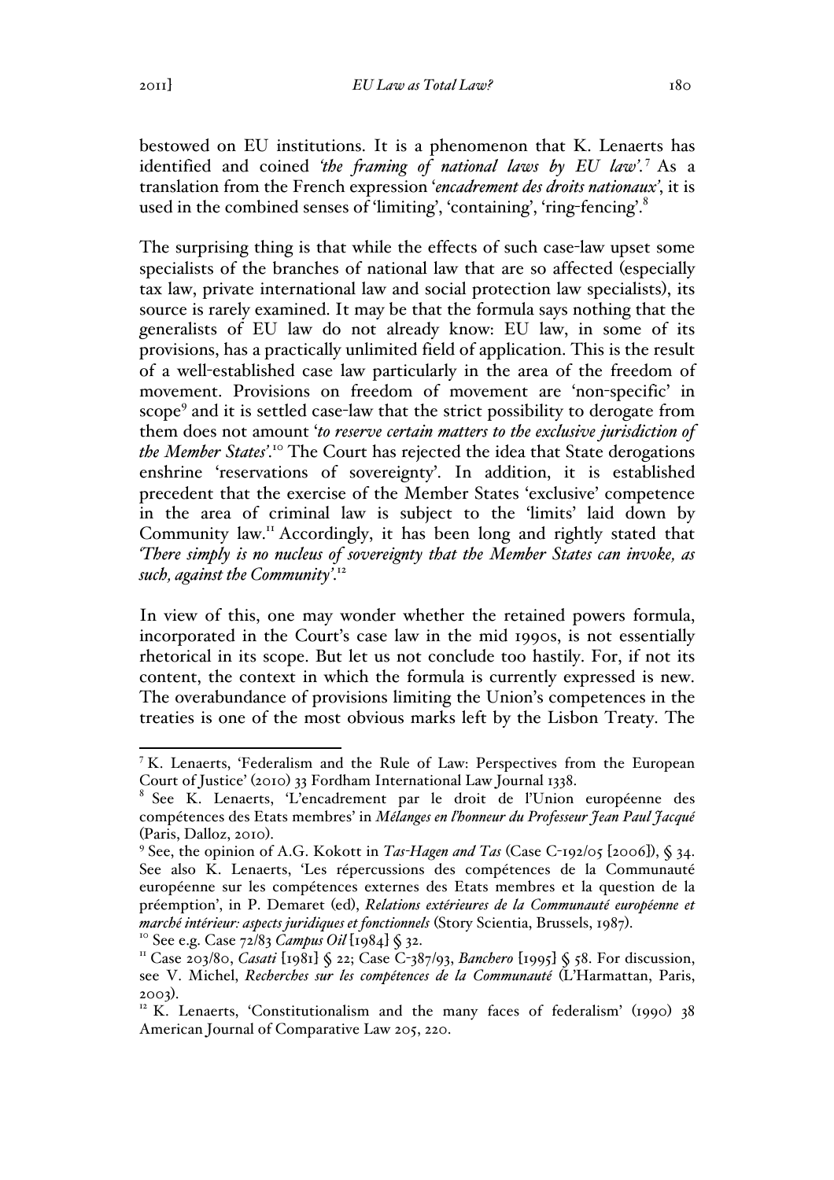bestowed on EU institutions. It is a phenomenon that K. Lenaerts has identified and coined *'the framing of national laws by EU law'*.[7] As a translation from the French expression '*encadrement des droits nationaux*', it is used in the combined senses of 'limiting', 'containing', 'ring-fencing'.[8]

The surprising thing is that while the effects of such case-law upset some specialists of the branches of national law that are so affected (especially tax law, private international law and social protection law specialists), its source is rarely examined. It may be that the formula says nothing that the generalists of EU law do not already know: EU law, in some of its provisions, has a practically unlimited field of application. This is the result of a well-established case law particularly in the area of the freedom of movement. Provisions on freedom of movement are 'non-specific' in scope[9] and it is settled case-law that the strict possibility to derogate from them does not amount '*to reserve certain matters to the exclusive jurisdiction of the Member States*'.[10] The Court has rejected the idea that State derogations enshrine 'reservations of sovereignty'. In addition, it is established precedent that the exercise of the Member States 'exclusive' competence in the area of criminal law is subject to the 'limits' laid down by Community law.[11] Accordingly, it has been long and rightly stated that *'There simply is no nucleus of sovereignty that the Member States can invoke, as such, against the Community'*.[12]

In view of this, one may wonder whether the retained powers formula, incorporated in the Court's case law in the mid 1990s, is not essentially rhetorical in its scope. But let us not conclude too hastily. For, if not its content, the context in which the formula is currently expressed is new. The overabundance of provisions limiting the Union's competences in the treaties is one of the most obvious marks left by the Lisbon Treaty. The

---

[7] K. Lenaerts, 'Federalism and the Rule of Law: Perspectives from the European Court of Justice' (2010) 33 Fordham International Law Journal 1338.

[8] See K. Lenaerts, 'L'encadrement par le droit de l'Union européenne des compétences des Etats membres' in *Mélanges en l'honneur du Professeur Jean Paul Jacqué* (Paris, Dalloz, 2010).

[9] See, the opinion of A.G. Kokott in *Tas-Hagen and Tas* (Case C-192/05 [2006]), § 34. See also K. Lenaerts, 'Les répercussions des compétences de la Communauté européenne sur les compétences externes des Etats membres et la question de la préemption', in P. Demaret (ed), *Relations extérieures de la Communauté européenne et marché intérieur: aspects juridiques et fonctionnels* (Story Scientia, Brussels, 1987).

[10] See e.g. Case 72/83 *Campus Oil* [1984] § 32.

[11] Case 203/80, *Casati* [1981] § 22; Case C-387/93, *Banchero* [1995] § 58. For discussion, see V. Michel, *Recherches sur les compétences de la Communauté* (L'Harmattan, Paris, 2003).

[12] K. Lenaerts, 'Constitutionalism and the many faces of federalism' (1990) 38 American Journal of Comparative Law 205, 220.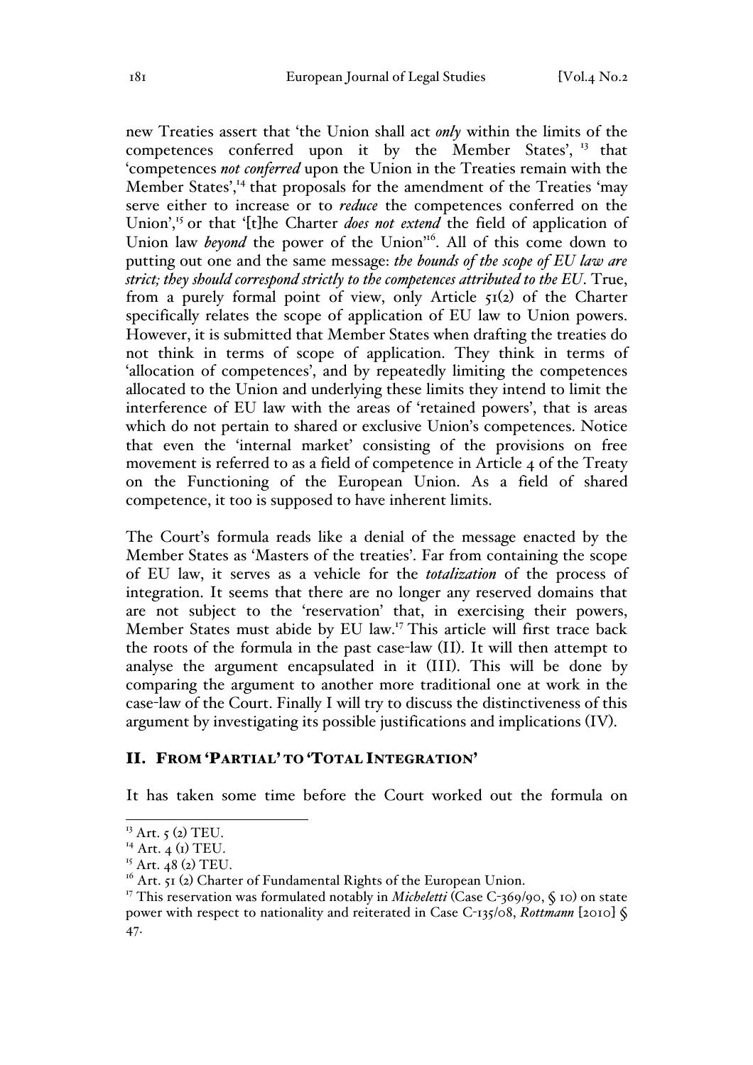new Treaties assert that 'the Union shall act *only* within the limits of the competences conferred upon it by the Member States', [13] that 'competences *not conferred* upon the Union in the Treaties remain with the Member States',[14] that proposals for the amendment of the Treaties 'may serve either to increase or to *reduce* the competences conferred on the Union',[15] or that '[t]he Charter *does not extend* the field of application of Union law *beyond* the power of the Union'[16]. All of this come down to putting out one and the same message: ***the bounds of the scope of EU law are strict; they should correspond strictly to the competences attributed to the EU***. True, from a purely formal point of view, only Article 51(2) of the Charter specifically relates the scope of application of EU law to Union powers. However, it is submitted that Member States when drafting the treaties do not think in terms of scope of application. They think in terms of 'allocation of competences', and by repeatedly limiting the competences allocated to the Union and underlying these limits they intend to limit the interference of EU law with the areas of 'retained powers', that is areas which do not pertain to shared or exclusive Union's competences. Notice that even the 'internal market' consisting of the provisions on free movement is referred to as a field of competence in Article 4 of the Treaty on the Functioning of the European Union. As a field of shared competence, it too is supposed to have inherent limits.

The Court's formula reads like a denial of the message enacted by the Member States as 'Masters of the treaties'. Far from containing the scope of EU law, it serves as a vehicle for the *totalization* of the process of integration. It seems that there are no longer any reserved domains that are not subject to the 'reservation' that, in exercising their powers, Member States must abide by EU law.[17] This article will first trace back the roots of the formula in the past case-law (II). It will then attempt to analyse the argument encapsulated in it (III). This will be done by comparing the argument to another more traditional one at work in the case-law of the Court. Finally I will try to discuss the distinctiveness of this argument by investigating its possible justifications and implications (IV).

## II. From 'Partial' to 'Total Integration'

It has taken some time before the Court worked out the formula on

---

[13] Art. 5 (2) TEU.

[14] Art. 4 (1) TEU.

[15] Art. 48 (2) TEU.

[16] Art. 51 (2) Charter of Fundamental Rights of the European Union.

[17] This reservation was formulated notably in *Micheletti* (Case C-369/90, § 10) on state power with respect to nationality and reiterated in Case C-135/08, *Rottmann* [2010] § 47.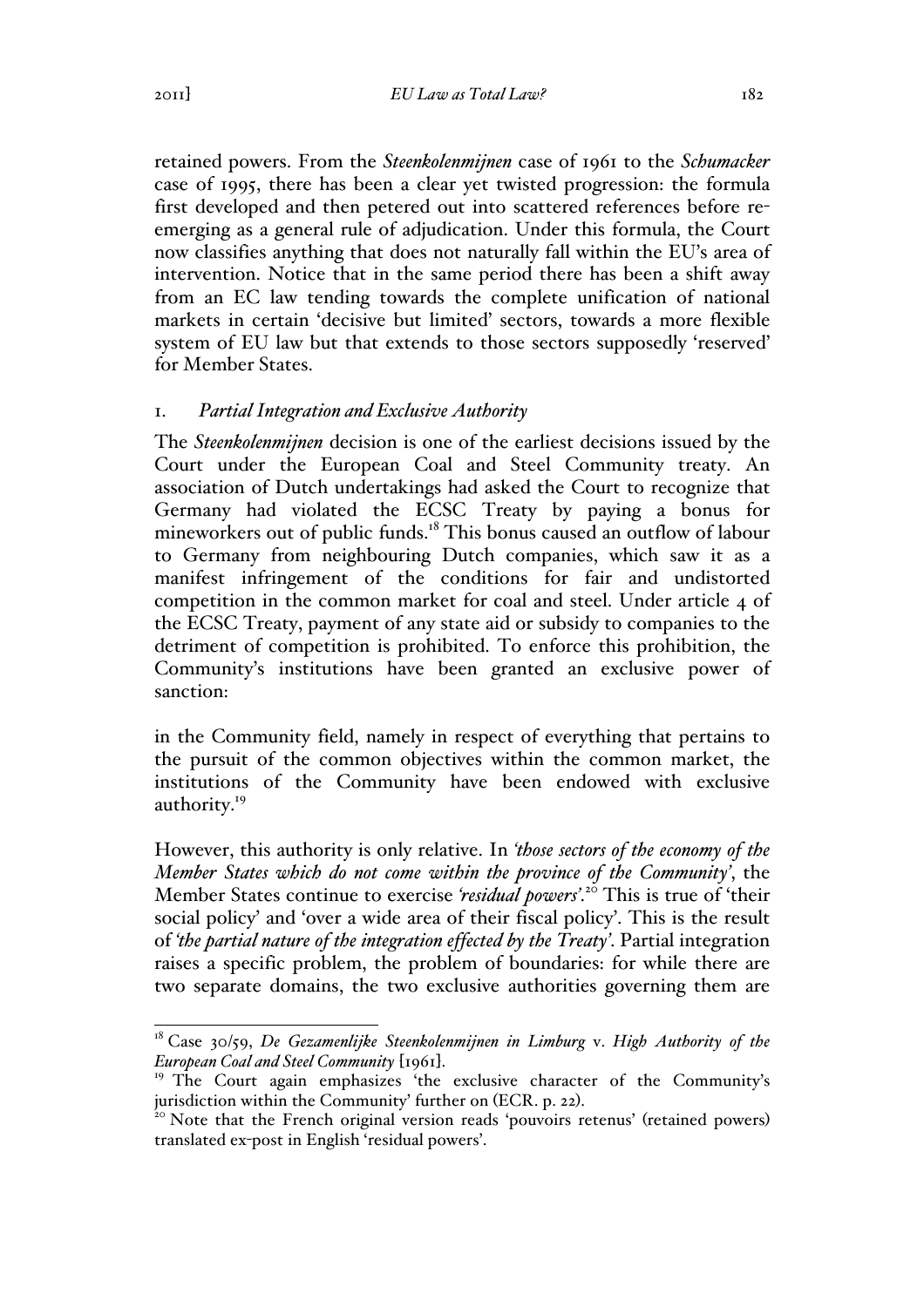retained powers. From the *Steenkolenmijnen* case of 1961 to the *Schumacker* case of 1995, there has been a clear yet twisted progression: the formula first developed and then petered out into scattered references before re-emerging as a general rule of adjudication. Under this formula, the Court now classifies anything that does not naturally fall within the EU's area of intervention. Notice that in the same period there has been a shift away from an EC law tending towards the complete unification of national markets in certain 'decisive but limited' sectors, towards a more flexible system of EU law but that extends to those sectors supposedly 'reserved' for Member States.

### 1. *Partial Integration and Exclusive Authority*

The *Steenkolenmijnen* decision is one of the earliest decisions issued by the Court under the European Coal and Steel Community treaty. An association of Dutch undertakings had asked the Court to recognize that Germany had violated the ECSC Treaty by paying a bonus for mineworkers out of public funds.[18] This bonus caused an outflow of labour to Germany from neighbouring Dutch companies, which saw it as a manifest infringement of the conditions for fair and undistorted competition in the common market for coal and steel. Under article 4 of the ECSC Treaty, payment of any state aid or subsidy to companies to the detriment of competition is prohibited. To enforce this prohibition, the Community's institutions have been granted an exclusive power of sanction:

in the Community field, namely in respect of everything that pertains to the pursuit of the common objectives within the common market, the institutions of the Community have been endowed with exclusive authority.[19]

However, this authority is only relative. In *'those sectors of the economy of the Member States which do not come within the province of the Community'*, the Member States continue to exercise *'residual powers'*.[20] This is true of 'their social policy' and 'over a wide area of their fiscal policy'. This is the result of *'the partial nature of the integration effected by the Treaty'*. Partial integration raises a specific problem, the problem of boundaries: for while there are two separate domains, the two exclusive authorities governing them are

---

[18] Case 30/59, *De Gezamenlijke Steenkolenmijnen in Limburg* v. *High Authority of the European Coal and Steel Community* [1961].

[19] The Court again emphasizes 'the exclusive character of the Community's jurisdiction within the Community' further on (ECR. p. 22).

[20] Note that the French original version reads 'pouvoirs retenus' (retained powers) translated ex-post in English 'residual powers'.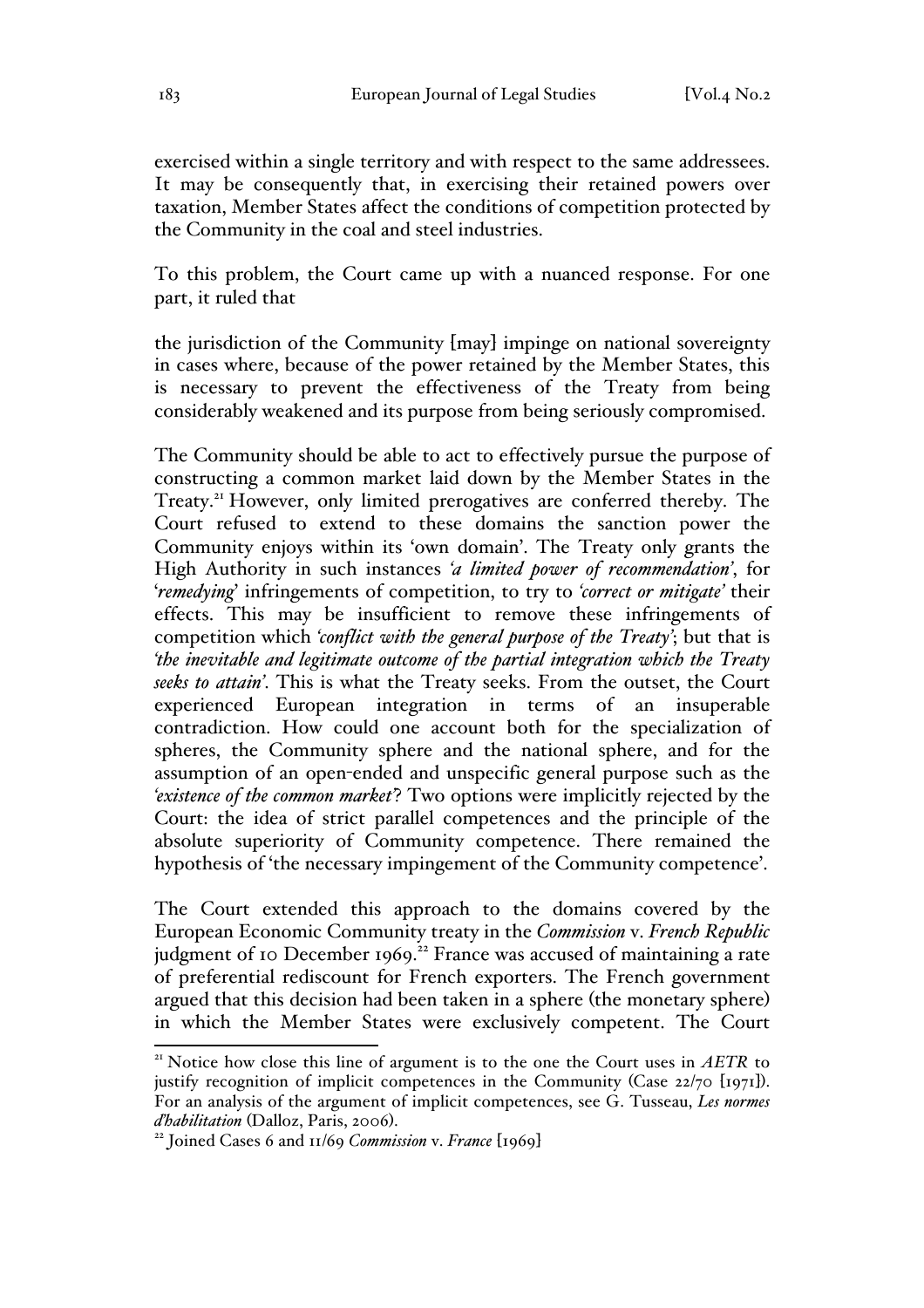exercised within a single territory and with respect to the same addressees. It may be consequently that, in exercising their retained powers over taxation, Member States affect the conditions of competition protected by the Community in the coal and steel industries.

To this problem, the Court came up with a nuanced response. For one part, it ruled that

the jurisdiction of the Community [may] impinge on national sovereignty in cases where, because of the power retained by the Member States, this is necessary to prevent the effectiveness of the Treaty from being considerably weakened and its purpose from being seriously compromised.

The Community should be able to act to effectively pursue the purpose of constructing a common market laid down by the Member States in the Treaty.[21] However, only limited prerogatives are conferred thereby. The Court refused to extend to these domains the sanction power the Community enjoys within its 'own domain'. The Treaty only grants the High Authority in such instances *'a limited power of recommendation'*, for '*remedying*' infringements of competition, to try to *'correct or mitigate'* their effects. This may be insufficient to remove these infringements of competition which *'conflict with the general purpose of the Treaty'*; but that is *'the inevitable and legitimate outcome of the partial integration which the Treaty seeks to attain'*. This is what the Treaty seeks. From the outset, the Court experienced European integration in terms of an insuperable contradiction. How could one account both for the specialization of spheres, the Community sphere and the national sphere, and for the assumption of an open-ended and unspecific general purpose such as the *'existence of the common market'*? Two options were implicitly rejected by the Court: the idea of strict parallel competences and the principle of the absolute superiority of Community competence. There remained the hypothesis of 'the necessary impingement of the Community competence'.

The Court extended this approach to the domains covered by the European Economic Community treaty in the *Commission* v. *French Republic* judgment of 10 December 1969.[22] France was accused of maintaining a rate of preferential rediscount for French exporters. The French government argued that this decision had been taken in a sphere (the monetary sphere) in which the Member States were exclusively competent. The Court

---

[21] Notice how close this line of argument is to the one the Court uses in *AETR* to justify recognition of implicit competences in the Community (Case 22/70 [1971]). For an analysis of the argument of implicit competences, see G. Tusseau, *Les normes d'habilitation* (Dalloz, Paris, 2006).

[22] Joined Cases 6 and 11/69 *Commission* v. *France* [1969]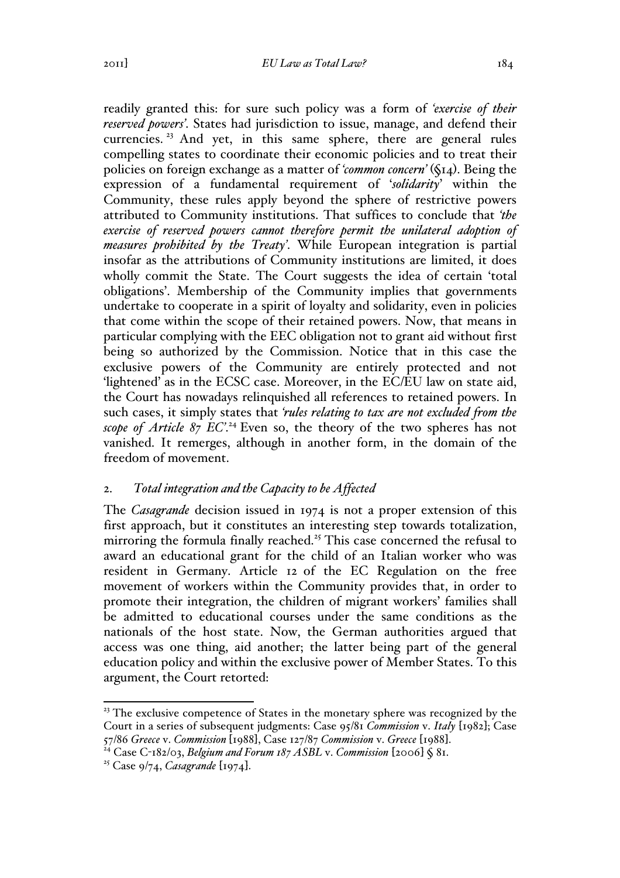readily granted this: for sure such policy was a form of *'exercise of their reserved powers'*. States had jurisdiction to issue, manage, and defend their currencies. [23] And yet, in this same sphere, there are general rules compelling states to coordinate their economic policies and to treat their policies on foreign exchange as a matter of *'common concern'* (§14). Being the expression of a fundamental requirement of '*solidarity*' within the Community, these rules apply beyond the sphere of restrictive powers attributed to Community institutions. That suffices to conclude that *'the exercise of reserved powers cannot therefore permit the unilateral adoption of measures prohibited by the Treaty'*. While European integration is partial insofar as the attributions of Community institutions are limited, it does wholly commit the State. The Court suggests the idea of certain 'total obligations'. Membership of the Community implies that governments undertake to cooperate in a spirit of loyalty and solidarity, even in policies that come within the scope of their retained powers. Now, that means in particular complying with the EEC obligation not to grant aid without first being so authorized by the Commission. Notice that in this case the exclusive powers of the Community are entirely protected and not 'lightened' as in the ECSC case. Moreover, in the EC/EU law on state aid, the Court has nowadays relinquished all references to retained powers. In such cases, it simply states that *'rules relating to tax are not excluded from the scope of Article 87 EC'*.[24] Even so, the theory of the two spheres has not vanished. It remerges, although in another form, in the domain of the freedom of movement.

## 2. *Total integration and the Capacity to be Affected*

The *Casagrande* decision issued in 1974 is not a proper extension of this first approach, but it constitutes an interesting step towards totalization, mirroring the formula finally reached.[25] This case concerned the refusal to award an educational grant for the child of an Italian worker who was resident in Germany. Article 12 of the EC Regulation on the free movement of workers within the Community provides that, in order to promote their integration, the children of migrant workers' families shall be admitted to educational courses under the same conditions as the nationals of the host state. Now, the German authorities argued that access was one thing, aid another; the latter being part of the general education policy and within the exclusive power of Member States. To this argument, the Court retorted:

---

[23] The exclusive competence of States in the monetary sphere was recognized by the Court in a series of subsequent judgments: Case 95/81 *Commission* v. *Italy* [1982]; Case 57/86 *Greece* v. *Commission* [1988], Case 127/87 *Commission* v. *Greece* [1988].

[24] Case C-182/03, *Belgium and Forum 187 ASBL* v. *Commission* [2006] § 81.

[25] Case 9/74, *Casagrande* [1974].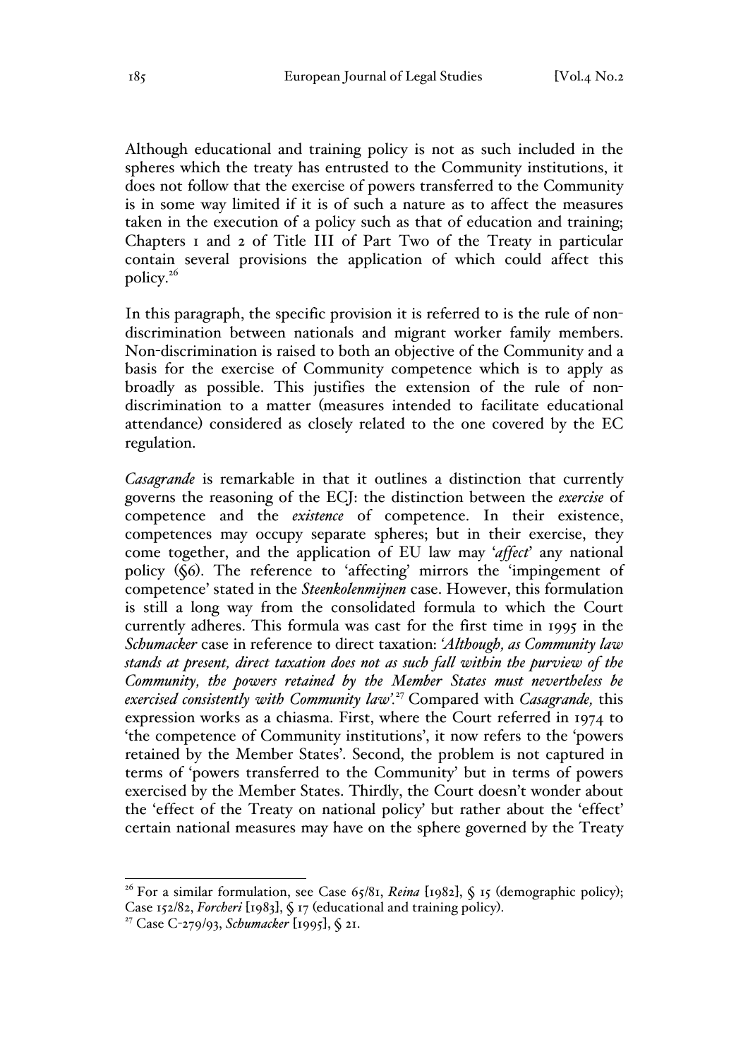Although educational and training policy is not as such included in the spheres which the treaty has entrusted to the Community institutions, it does not follow that the exercise of powers transferred to the Community is in some way limited if it is of such a nature as to affect the measures taken in the execution of a policy such as that of education and training; Chapters 1 and 2 of Title III of Part Two of the Treaty in particular contain several provisions the application of which could affect this policy.[26]

In this paragraph, the specific provision it is referred to is the rule of non-discrimination between nationals and migrant worker family members. Non-discrimination is raised to both an objective of the Community and a basis for the exercise of Community competence which is to apply as broadly as possible. This justifies the extension of the rule of non-discrimination to a matter (measures intended to facilitate educational attendance) considered as closely related to the one covered by the EC regulation.

*Casagrande* is remarkable in that it outlines a distinction that currently governs the reasoning of the ECJ: the distinction between the *exercise* of competence and the *existence* of competence. In their existence, competences may occupy separate spheres; but in their exercise, they come together, and the application of EU law may '*affect*' any national policy (§6). The reference to 'affecting' mirrors the 'impingement of competence' stated in the *Steenkolenmijnen* case. However, this formulation is still a long way from the consolidated formula to which the Court currently adheres. This formula was cast for the first time in 1995 in the *Schumacker* case in reference to direct taxation: *'Although, as Community law stands at present, direct taxation does not as such fall within the purview of the Community, the powers retained by the Member States must nevertheless be exercised consistently with Community law'.*[27] Compared with *Casagrande,* this expression works as a chiasma. First, where the Court referred in 1974 to 'the competence of Community institutions', it now refers to the 'powers retained by the Member States'. Second, the problem is not captured in terms of 'powers transferred to the Community' but in terms of powers exercised by the Member States. Thirdly, the Court doesn't wonder about the 'effect of the Treaty on national policy' but rather about the 'effect' certain national measures may have on the sphere governed by the Treaty

---

[26] For a similar formulation, see Case 65/81, *Reina* [1982], § 15 (demographic policy); Case 152/82, *Forcheri* [1983], § 17 (educational and training policy).

[27] Case C-279/93, *Schumacker* [1995], § 21.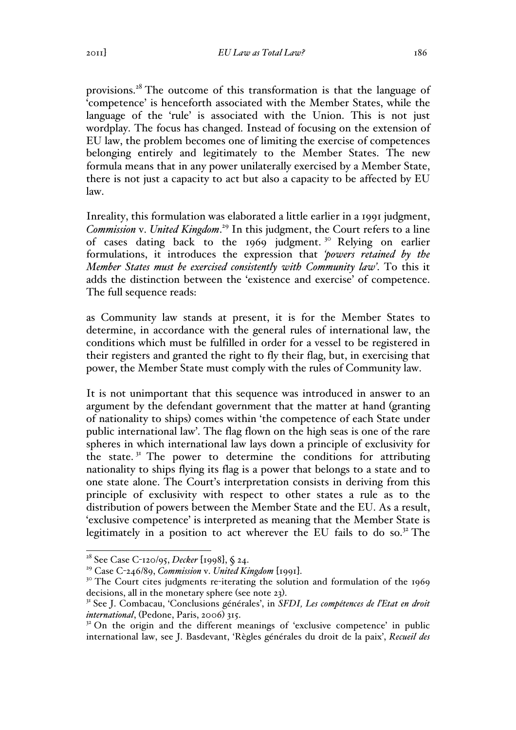provisions.[28] The outcome of this transformation is that the language of 'competence' is henceforth associated with the Member States, while the language of the 'rule' is associated with the Union. This is not just wordplay. The focus has changed. Instead of focusing on the extension of EU law, the problem becomes one of limiting the exercise of competences belonging entirely and legitimately to the Member States. The new formula means that in any power unilaterally exercised by a Member State, there is not just a capacity to act but also a capacity to be affected by EU law.

Inreality, this formulation was elaborated a little earlier in a 1991 judgment, *Commission* v. *United Kingdom*.[29] In this judgment, the Court refers to a line of cases dating back to the 1969 judgment.[30] Relying on earlier formulations, it introduces the expression that *'powers retained by the Member States must be exercised consistently with Community law'*. To this it adds the distinction between the 'existence and exercise' of competence. The full sequence reads:

as Community law stands at present, it is for the Member States to determine, in accordance with the general rules of international law, the conditions which must be fulfilled in order for a vessel to be registered in their registers and granted the right to fly their flag, but, in exercising that power, the Member State must comply with the rules of Community law.

It is not unimportant that this sequence was introduced in answer to an argument by the defendant government that the matter at hand (granting of nationality to ships) comes within 'the competence of each State under public international law'. The flag flown on the high seas is one of the rare spheres in which international law lays down a principle of exclusivity for the state.[31] The power to determine the conditions for attributing nationality to ships flying its flag is a power that belongs to a state and to one state alone. The Court's interpretation consists in deriving from this principle of exclusivity with respect to other states a rule as to the distribution of powers between the Member State and the EU. As a result, 'exclusive competence' is interpreted as meaning that the Member State is legitimately in a position to act wherever the EU fails to do so.[32] The

---

[28] See Case C-120/95, *Decker* [1998], § 24.

[29] Case C-246/89, *Commission* v. *United Kingdom* [1991].

[30] The Court cites judgments re-iterating the solution and formulation of the 1969 decisions, all in the monetary sphere (see note 23).

[31] See J. Combacau, 'Conclusions générales', in *SFDI, Les compétences de l'Etat en droit international*, (Pedone, Paris, 2006) 315.

[32] On the origin and the different meanings of 'exclusive competence' in public international law, see J. Basdevant, 'Règles générales du droit de la paix', *Recueil des*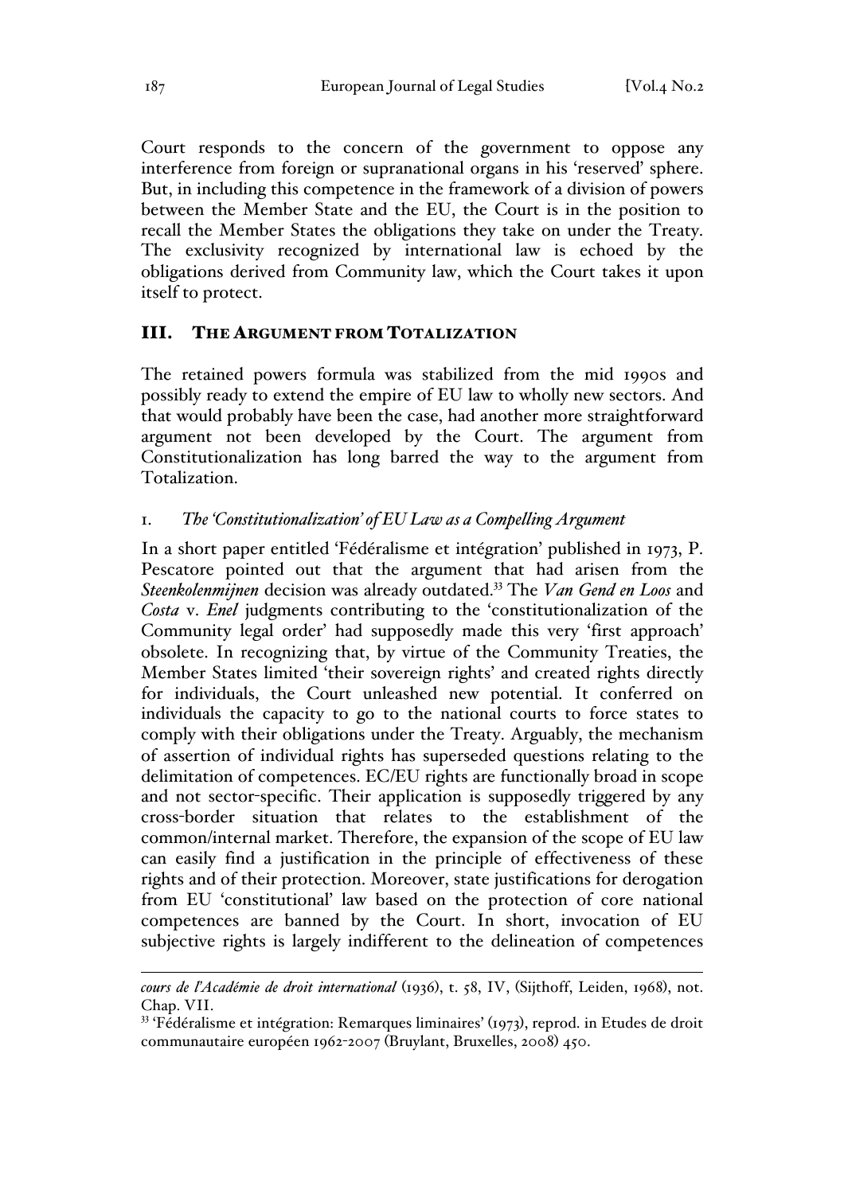Court responds to the concern of the government to oppose any interference from foreign or supranational organs in his 'reserved' sphere. But, in including this competence in the framework of a division of powers between the Member State and the EU, the Court is in the position to recall the Member States the obligations they take on under the Treaty. The exclusivity recognized by international law is echoed by the obligations derived from Community law, which the Court takes it upon itself to protect.

## III. THE ARGUMENT FROM TOTALIZATION

The retained powers formula was stabilized from the mid 1990s and possibly ready to extend the empire of EU law to wholly new sectors. And that would probably have been the case, had another more straightforward argument not been developed by the Court. The argument from Constitutionalization has long barred the way to the argument from Totalization.

### 1. *The 'Constitutionalization' of EU Law as a Compelling Argument*

In a short paper entitled 'Fédéralisme et intégration' published in 1973, P. Pescatore pointed out that the argument that had arisen from the *Steenkolenmijnen* decision was already outdated.[33] The *Van Gend en Loos* and *Costa* v. *Enel* judgments contributing to the 'constitutionalization of the Community legal order' had supposedly made this very 'first approach' obsolete. In recognizing that, by virtue of the Community Treaties, the Member States limited 'their sovereign rights' and created rights directly for individuals, the Court unleashed new potential. It conferred on individuals the capacity to go to the national courts to force states to comply with their obligations under the Treaty. Arguably, the mechanism of assertion of individual rights has superseded questions relating to the delimitation of competences. EC/EU rights are functionally broad in scope and not sector-specific. Their application is supposedly triggered by any cross-border situation that relates to the establishment of the common/internal market. Therefore, the expansion of the scope of EU law can easily find a justification in the principle of effectiveness of these rights and of their protection. Moreover, state justifications for derogation from EU 'constitutional' law based on the protection of core national competences are banned by the Court. In short, invocation of EU subjective rights is largely indifferent to the delineation of competences

---

*cours de l'Académie de droit international* (1936), t. 58, IV, (Sijthoff, Leiden, 1968), not. Chap. VII.

[33] 'Fédéralisme et intégration: Remarques liminaires' (1973), reprod. in Etudes de droit communautaire européen 1962-2007 (Bruylant, Bruxelles, 2008) 450.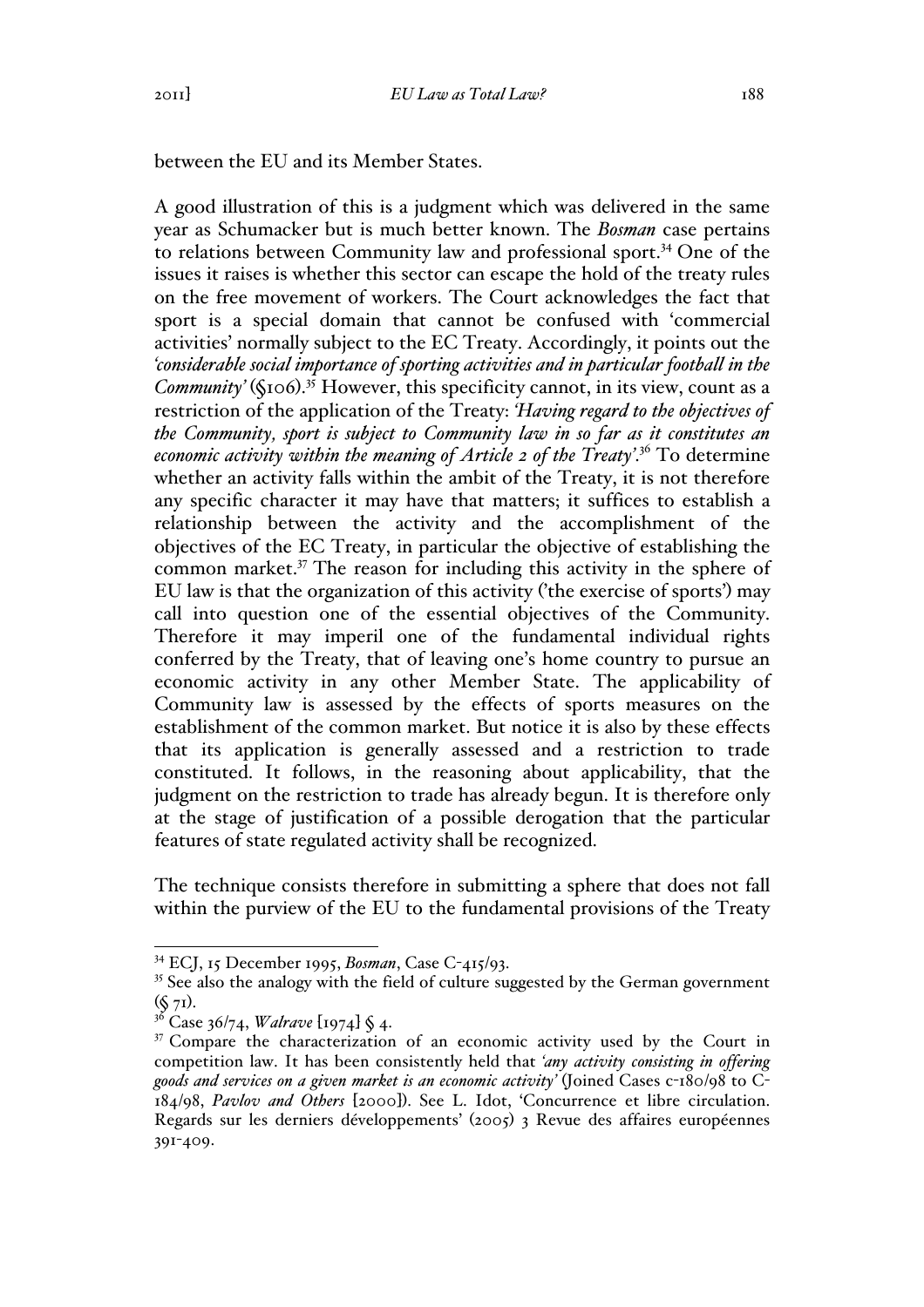between the EU and its Member States.

A good illustration of this is a judgment which was delivered in the same year as Schumacker but is much better known. The *Bosman* case pertains to relations between Community law and professional sport.[34] One of the issues it raises is whether this sector can escape the hold of the treaty rules on the free movement of workers. The Court acknowledges the fact that sport is a special domain that cannot be confused with 'commercial activities' normally subject to the EC Treaty. Accordingly, it points out the *'considerable social importance of sporting activities and in particular football in the Community'* (§106).[35] However, this specificity cannot, in its view, count as a restriction of the application of the Treaty: *'Having regard to the objectives of the Community, sport is subject to Community law in so far as it constitutes an economic activity within the meaning of Article 2 of the Treaty'*.[36] To determine whether an activity falls within the ambit of the Treaty, it is not therefore any specific character it may have that matters; it suffices to establish a relationship between the activity and the accomplishment of the objectives of the EC Treaty, in particular the objective of establishing the common market.[37] The reason for including this activity in the sphere of EU law is that the organization of this activity ('the exercise of sports') may call into question one of the essential objectives of the Community. Therefore it may imperil one of the fundamental individual rights conferred by the Treaty, that of leaving one's home country to pursue an economic activity in any other Member State. The applicability of Community law is assessed by the effects of sports measures on the establishment of the common market. But notice it is also by these effects that its application is generally assessed and a restriction to trade constituted. It follows, in the reasoning about applicability, that the judgment on the restriction to trade has already begun. It is therefore only at the stage of justification of a possible derogation that the particular features of state regulated activity shall be recognized.

The technique consists therefore in submitting a sphere that does not fall within the purview of the EU to the fundamental provisions of the Treaty

---

[34] ECJ, 15 December 1995, *Bosman*, Case C-415/93.

[35] See also the analogy with the field of culture suggested by the German government (§ 71).

[36] Case 36/74, *Walrave* [1974] § 4.

[37] Compare the characterization of an economic activity used by the Court in competition law. It has been consistently held that *'any activity consisting in offering goods and services on a given market is an economic activity'* (Joined Cases c-180/98 to C-184/98, *Pavlov and Others* [2000]). See L. Idot, 'Concurrence et libre circulation. Regards sur les derniers développements' (2005) 3 Revue des affaires européennes 391-409.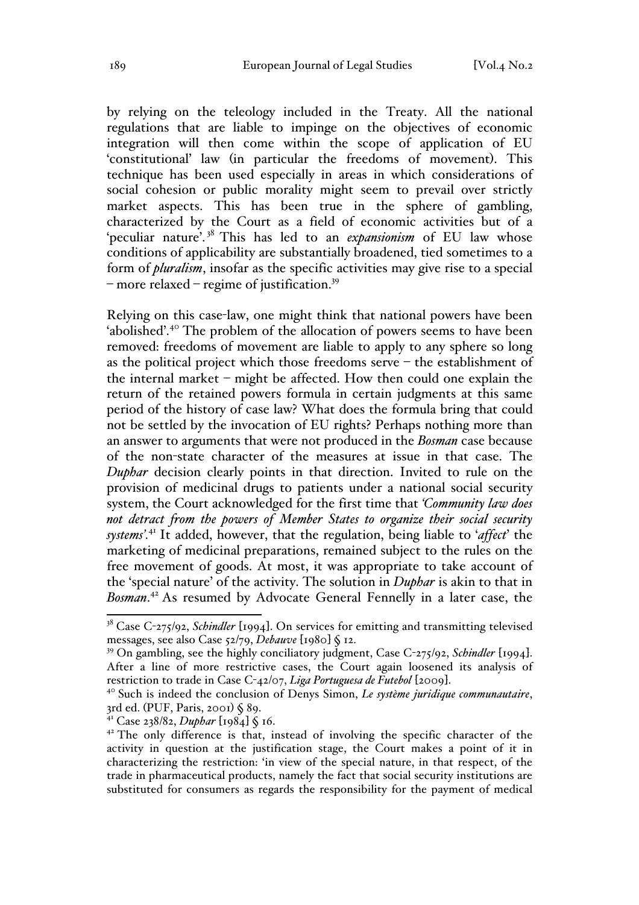by relying on the teleology included in the Treaty. All the national regulations that are liable to impinge on the objectives of economic integration will then come within the scope of application of EU 'constitutional' law (in particular the freedoms of movement). This technique has been used especially in areas in which considerations of social cohesion or public morality might seem to prevail over strictly market aspects. This has been true in the sphere of gambling, characterized by the Court as a field of economic activities but of a 'peculiar nature'.[38] This has led to an *expansionism* of EU law whose conditions of applicability are substantially broadened, tied sometimes to a form of *pluralism*, insofar as the specific activities may give rise to a special – more relaxed – regime of justification.[39]

Relying on this case-law, one might think that national powers have been 'abolished'.[40] The problem of the allocation of powers seems to have been removed: freedoms of movement are liable to apply to any sphere so long as the political project which those freedoms serve – the establishment of the internal market – might be affected. How then could one explain the return of the retained powers formula in certain judgments at this same period of the history of case law? What does the formula bring that could not be settled by the invocation of EU rights? Perhaps nothing more than an answer to arguments that were not produced in the *Bosman* case because of the non-state character of the measures at issue in that case. The *Duphar* decision clearly points in that direction. Invited to rule on the provision of medicinal drugs to patients under a national social security system, the Court acknowledged for the first time that *'Community law does not detract from the powers of Member States to organize their social security systems'*.[41] It added, however, that the regulation, being liable to '*affect*' the marketing of medicinal preparations, remained subject to the rules on the free movement of goods. At most, it was appropriate to take account of the 'special nature' of the activity. The solution in *Duphar* is akin to that in *Bosman*.[42] As resumed by Advocate General Fennelly in a later case, the

---

[38] Case C-275/92, *Schindler* [1994]. On services for emitting and transmitting televised messages, see also Case 52/79, *Debauve* [1980] § 12.

[39] On gambling, see the highly conciliatory judgment, Case C-275/92, *Schindler* [1994]. After a line of more restrictive cases, the Court again loosened its analysis of restriction to trade in Case C-42/07, *Liga Portuguesa de Futebol* [2009].

[40] Such is indeed the conclusion of Denys Simon, *Le système juridique communautaire*, 3rd ed. (PUF, Paris, 2001) § 89.

[41] Case 238/82, *Duphar* [1984] § 16.

[42] The only difference is that, instead of involving the specific character of the activity in question at the justification stage, the Court makes a point of it in characterizing the restriction: 'in view of the special nature, in that respect, of the trade in pharmaceutical products, namely the fact that social security institutions are substituted for consumers as regards the responsibility for the payment of medical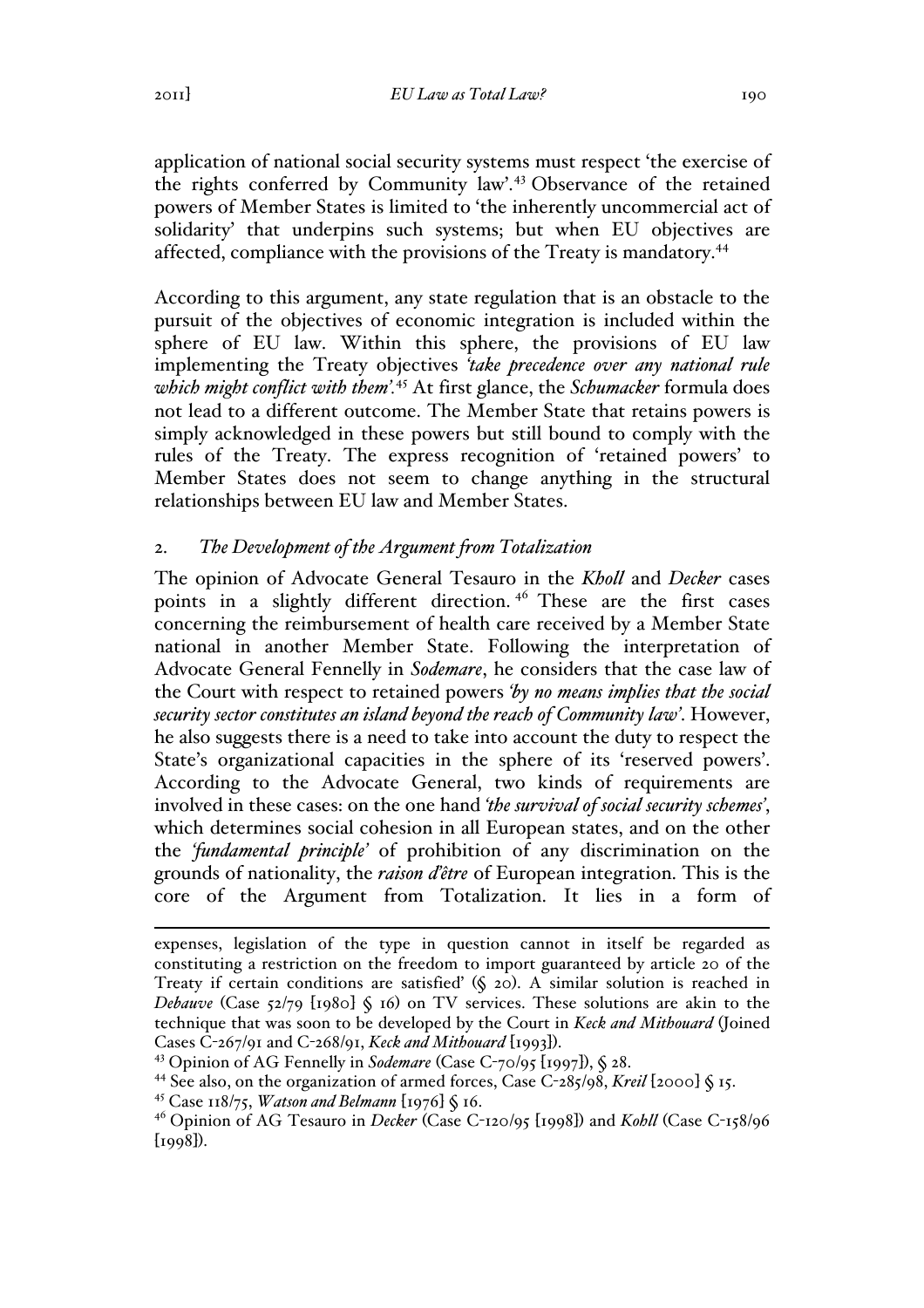application of national social security systems must respect 'the exercise of the rights conferred by Community law'.[43] Observance of the retained powers of Member States is limited to 'the inherently uncommercial act of solidarity' that underpins such systems; but when EU objectives are affected, compliance with the provisions of the Treaty is mandatory.[44]

According to this argument, any state regulation that is an obstacle to the pursuit of the objectives of economic integration is included within the sphere of EU law. Within this sphere, the provisions of EU law implementing the Treaty objectives *'take precedence over any national rule which might conflict with them'*.[45] At first glance, the *Schumacker* formula does not lead to a different outcome. The Member State that retains powers is simply acknowledged in these powers but still bound to comply with the rules of the Treaty. The express recognition of 'retained powers' to Member States does not seem to change anything in the structural relationships between EU law and Member States.

### 2. *The Development of the Argument from Totalization*

The opinion of Advocate General Tesauro in the *Kholl* and *Decker* cases points in a slightly different direction.[46] These are the first cases concerning the reimbursement of health care received by a Member State national in another Member State. Following the interpretation of Advocate General Fennelly in *Sodemare*, he considers that the case law of the Court with respect to retained powers *'by no means implies that the social security sector constitutes an island beyond the reach of Community law'*. However, he also suggests there is a need to take into account the duty to respect the State's organizational capacities in the sphere of its 'reserved powers'. According to the Advocate General, two kinds of requirements are involved in these cases: on the one hand *'the survival of social security schemes'*, which determines social cohesion in all European states, and on the other the *'fundamental principle'* of prohibition of any discrimination on the grounds of nationality, the *raison d'être* of European integration. This is the core of the Argument from Totalization. It lies in a form of

---

expenses, legislation of the type in question cannot in itself be regarded as constituting a restriction on the freedom to import guaranteed by article 20 of the Treaty if certain conditions are satisfied' (§ 20). A similar solution is reached in *Debauve* (Case 52/79 [1980] § 16) on TV services. These solutions are akin to the technique that was soon to be developed by the Court in *Keck and Mithouard* (Joined Cases C-267/91 and C-268/91, *Keck and Mithouard* [1993]).

[43] Opinion of AG Fennelly in *Sodemare* (Case C-70/95 [1997]), § 28.

[44] See also, on the organization of armed forces, Case C-285/98, *Kreil* [2000] § 15.

[45] Case 118/75, *Watson and Belmann* [1976] § 16.

[46] Opinion of AG Tesauro in *Decker* (Case C-120/95 [1998]) and *Kohll* (Case C-158/96 [1998]).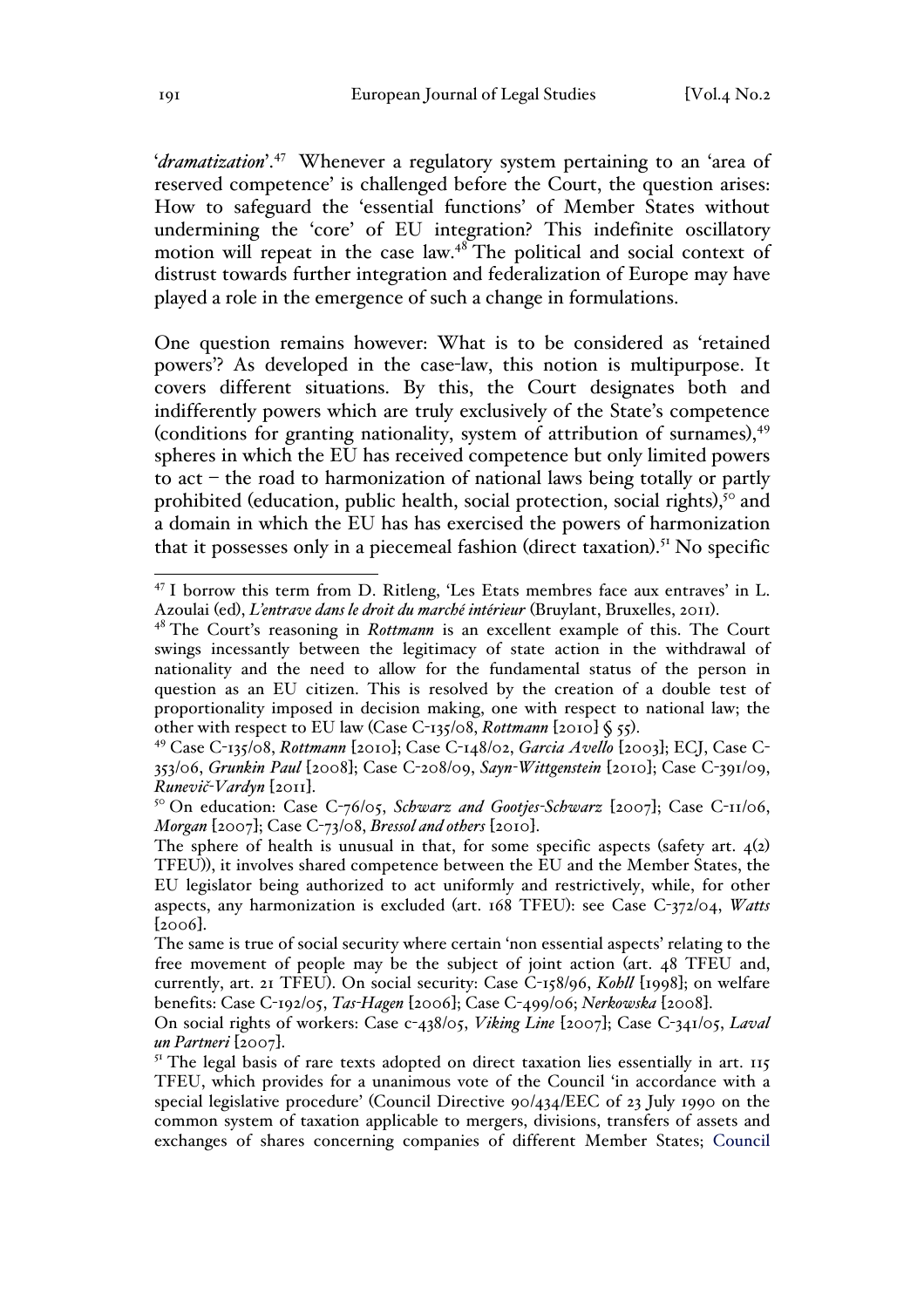'*dramatization*'.[47] Whenever a regulatory system pertaining to an 'area of reserved competence' is challenged before the Court, the question arises: How to safeguard the 'essential functions' of Member States without undermining the 'core' of EU integration? This indefinite oscillatory motion will repeat in the case law.[48] The political and social context of distrust towards further integration and federalization of Europe may have played a role in the emergence of such a change in formulations.

One question remains however: What is to be considered as 'retained powers'? As developed in the case-law, this notion is multipurpose. It covers different situations. By this, the Court designates both and indifferently powers which are truly exclusively of the State's competence (conditions for granting nationality, system of attribution of surnames),[49] spheres in which the EU has received competence but only limited powers to act – the road to harmonization of national laws being totally or partly prohibited (education, public health, social protection, social rights),[50] and a domain in which the EU has has exercised the powers of harmonization that it possesses only in a piecemeal fashion (direct taxation).[51] No specific

---

[47] I borrow this term from D. Ritleng, 'Les Etats membres face aux entraves' in L. Azoulai (ed), *L'entrave dans le droit du marché intérieur* (Bruylant, Bruxelles, 2011).

[48] The Court's reasoning in *Rottmann* is an excellent example of this. The Court swings incessantly between the legitimacy of state action in the withdrawal of nationality and the need to allow for the fundamental status of the person in question as an EU citizen. This is resolved by the creation of a double test of proportionality imposed in decision making, one with respect to national law; the other with respect to EU law (Case C-135/08, *Rottmann* [2010] § 55).

[49] Case C-135/08, *Rottmann* [2010]; Case C-148/02, *Garcia Avello* [2003]; ECJ, Case C-353/06, *Grunkin Paul* [2008]; Case C-208/09, *Sayn-Wittgenstein* [2010]; Case C-391/09, *Runevič-Vardyn* [2011].

[50] On education: Case C-76/05, *Schwarz and Gootjes-Schwarz* [2007]; Case C-11/06, *Morgan* [2007]; Case C-73/08, *Bressol and others* [2010].

The sphere of health is unusual in that, for some specific aspects (safety art. 4(2) TFEU)), it involves shared competence between the EU and the Member States, the EU legislator being authorized to act uniformly and restrictively, while, for other aspects, any harmonization is excluded (art. 168 TFEU): see Case C-372/04, *Watts* [2006].

The same is true of social security where certain 'non essential aspects' relating to the free movement of people may be the subject of joint action (art. 48 TFEU and, currently, art. 21 TFEU). On social security: Case C-158/96, *Kohll* [1998]; on welfare benefits: Case C-192/05, *Tas-Hagen* [2006]; Case C-499/06; *Nerkowska* [2008].

On social rights of workers: Case c-438/05, *Viking Line* [2007]; Case C-341/05, *Laval un Partneri* [2007].

[51] The legal basis of rare texts adopted on direct taxation lies essentially in art. 115 TFEU, which provides for a unanimous vote of the Council 'in accordance with a special legislative procedure' (Council Directive 90/434/EEC of 23 July 1990 on the common system of taxation applicable to mergers, divisions, transfers of assets and exchanges of shares concerning companies of different Member States; Council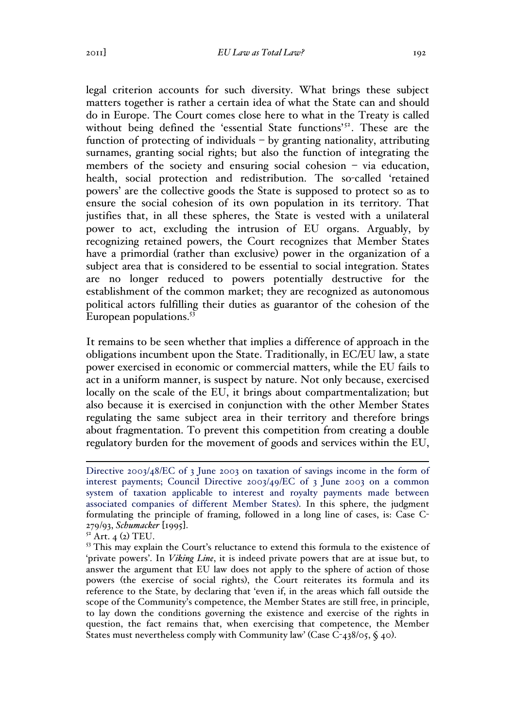legal criterion accounts for such diversity. What brings these subject matters together is rather a certain idea of what the State can and should do in Europe. The Court comes close here to what in the Treaty is called without being defined the 'essential State functions'[52]. These are the function of protecting of individuals – by granting nationality, attributing surnames, granting social rights; but also the function of integrating the members of the society and ensuring social cohesion – via education, health, social protection and redistribution. The so-called 'retained powers' are the collective goods the State is supposed to protect so as to ensure the social cohesion of its own population in its territory. That justifies that, in all these spheres, the State is vested with a unilateral power to act, excluding the intrusion of EU organs. Arguably, by recognizing retained powers, the Court recognizes that Member States have a primordial (rather than exclusive) power in the organization of a subject area that is considered to be essential to social integration. States are no longer reduced to powers potentially destructive for the establishment of the common market; they are recognized as autonomous political actors fulfilling their duties as guarantor of the cohesion of the European populations.[53]

It remains to be seen whether that implies a difference of approach in the obligations incumbent upon the State. Traditionally, in EC/EU law, a state power exercised in economic or commercial matters, while the EU fails to act in a uniform manner, is suspect by nature. Not only because, exercised locally on the scale of the EU, it brings about compartmentalization; but also because it is exercised in conjunction with the other Member States regulating the same subject area in their territory and therefore brings about fragmentation. To prevent this competition from creating a double regulatory burden for the movement of goods and services within the EU,

---

Directive 2003/48/EC of 3 June 2003 on taxation of savings income in the form of interest payments; Council Directive 2003/49/EC of 3 June 2003 on a common system of taxation applicable to interest and royalty payments made between associated companies of different Member States). In this sphere, the judgment formulating the principle of framing, followed in a long line of cases, is: Case C-279/93, *Schumacker* [1995].

[52] Art. 4 (2) TEU.

[53] This may explain the Court's reluctance to extend this formula to the existence of 'private powers'. In *Viking Line*, it is indeed private powers that are at issue but, to answer the argument that EU law does not apply to the sphere of action of those powers (the exercise of social rights), the Court reiterates its formula and its reference to the State, by declaring that 'even if, in the areas which fall outside the scope of the Community's competence, the Member States are still free, in principle, to lay down the conditions governing the existence and exercise of the rights in question, the fact remains that, when exercising that competence, the Member States must nevertheless comply with Community law' (Case C-438/05, § 40).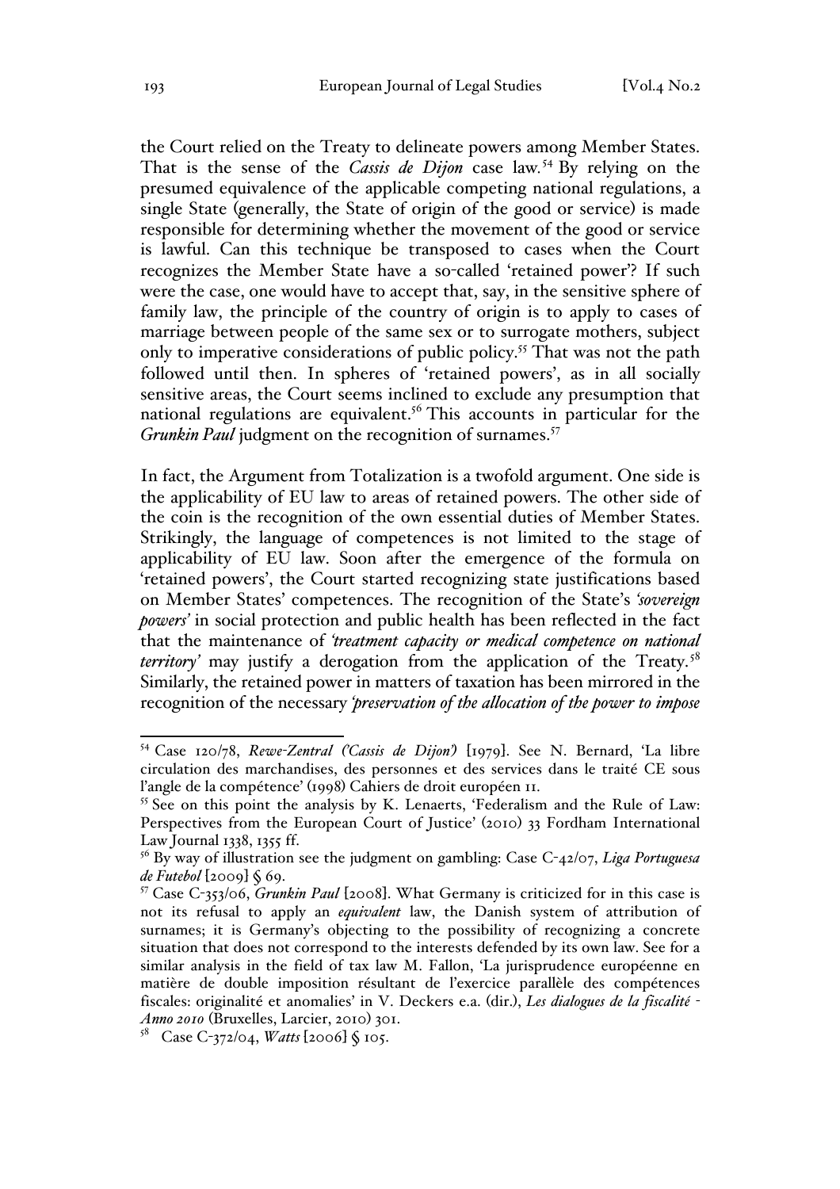the Court relied on the Treaty to delineate powers among Member States. That is the sense of the *Cassis de Dijon* case law.[54] By relying on the presumed equivalence of the applicable competing national regulations, a single State (generally, the State of origin of the good or service) is made responsible for determining whether the movement of the good or service is lawful. Can this technique be transposed to cases when the Court recognizes the Member State have a so-called 'retained power'? If such were the case, one would have to accept that, say, in the sensitive sphere of family law, the principle of the country of origin is to apply to cases of marriage between people of the same sex or to surrogate mothers, subject only to imperative considerations of public policy.[55] That was not the path followed until then. In spheres of 'retained powers', as in all socially sensitive areas, the Court seems inclined to exclude any presumption that national regulations are equivalent.[56] This accounts in particular for the *Grunkin Paul* judgment on the recognition of surnames.[57]

In fact, the Argument from Totalization is a twofold argument. One side is the applicability of EU law to areas of retained powers. The other side of the coin is the recognition of the own essential duties of Member States. Strikingly, the language of competences is not limited to the stage of applicability of EU law. Soon after the emergence of the formula on 'retained powers', the Court started recognizing state justifications based on Member States' competences. The recognition of the State's *'sovereign powers'* in social protection and public health has been reflected in the fact that the maintenance of *'treatment capacity or medical competence on national territory'* may justify a derogation from the application of the Treaty.[58] Similarly, the retained power in matters of taxation has been mirrored in the recognition of the necessary *'preservation of the allocation of the power to impose*

---

[54] Case 120/78, *Rewe-Zentral ('Cassis de Dijon')* [1979]. See N. Bernard, 'La libre circulation des marchandises, des personnes et des services dans le traité CE sous l'angle de la compétence' (1998) Cahiers de droit européen 11.

[55] See on this point the analysis by K. Lenaerts, 'Federalism and the Rule of Law: Perspectives from the European Court of Justice' (2010) 33 Fordham International Law Journal 1338, 1355 ff.

[56] By way of illustration see the judgment on gambling: Case C-42/07, *Liga Portuguesa de Futebol* [2009] § 69.

[57] Case C-353/06, *Grunkin Paul* [2008]. What Germany is criticized for in this case is not its refusal to apply an *equivalent* law, the Danish system of attribution of surnames; it is Germany's objecting to the possibility of recognizing a concrete situation that does not correspond to the interests defended by its own law. See for a similar analysis in the field of tax law M. Fallon, 'La jurisprudence européenne en matière de double imposition résultant de l'exercice parallèle des compétences fiscales: originalité et anomalies' in V. Deckers e.a. (dir.), *Les dialogues de la fiscalité - Anno 2010* (Bruxelles, Larcier, 2010) 301.

[58] Case C-372/04, *Watts* [2006] § 105.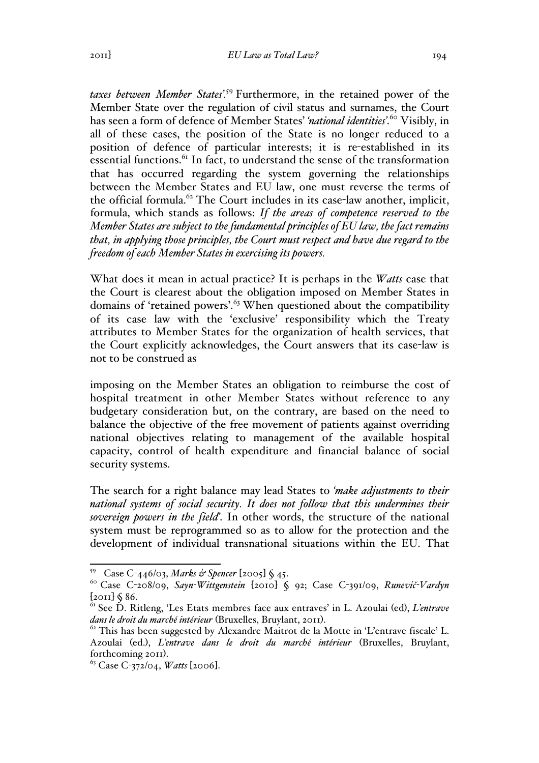*taxes between Member States'*.[59] Furthermore, in the retained power of the Member State over the regulation of civil status and surnames, the Court has seen a form of defence of Member States' *'national identities'*.[60] Visibly, in all of these cases, the position of the State is no longer reduced to a position of defence of particular interests; it is re-established in its essential functions.[61] In fact, to understand the sense of the transformation that has occurred regarding the system governing the relationships between the Member States and EU law, one must reverse the terms of the official formula.[62] The Court includes in its case-law another, implicit, formula, which stands as follows: *If the areas of competence reserved to the Member States are subject to the fundamental principles of EU law, the fact remains that, in applying those principles, the Court must respect and have due regard to the freedom of each Member States in exercising its powers.*

What does it mean in actual practice? It is perhaps in the *Watts* case that the Court is clearest about the obligation imposed on Member States in domains of 'retained powers'.[63] When questioned about the compatibility of its case law with the 'exclusive' responsibility which the Treaty attributes to Member States for the organization of health services, that the Court explicitly acknowledges, the Court answers that its case-law is not to be construed as

> imposing on the Member States an obligation to reimburse the cost of hospital treatment in other Member States without reference to any budgetary consideration but, on the contrary, are based on the need to balance the objective of the free movement of patients against overriding national objectives relating to management of the available hospital capacity, control of health expenditure and financial balance of social security systems.

The search for a right balance may lead States to *'make adjustments to their national systems of social security. It does not follow that this undermines their sovereign powers in the field'*. In other words, the structure of the national system must be reprogrammed so as to allow for the protection and the development of individual transnational situations within the EU. That

---

[59] Case C-446/03, *Marks & Spencer* [2005] § 45.

[60] Case C-208/09, *Sayn-Wittgenstein* [2010] § 92; Case C-391/09, *Runevič-Vardyn* [2011] § 86.

[61] See D. Ritleng, 'Les Etats membres face aux entraves' in L. Azoulai (ed), *L'entrave dans le droit du marché intérieur* (Bruxelles, Bruylant, 2011).

[62] This has been suggested by Alexandre Maitrot de la Motte in 'L'entrave fiscale' L. Azoulai (ed.), *L'entrave dans le droit du marché intérieur* (Bruxelles, Bruylant, forthcoming 2011).

[63] Case C-372/04, *Watts* [2006].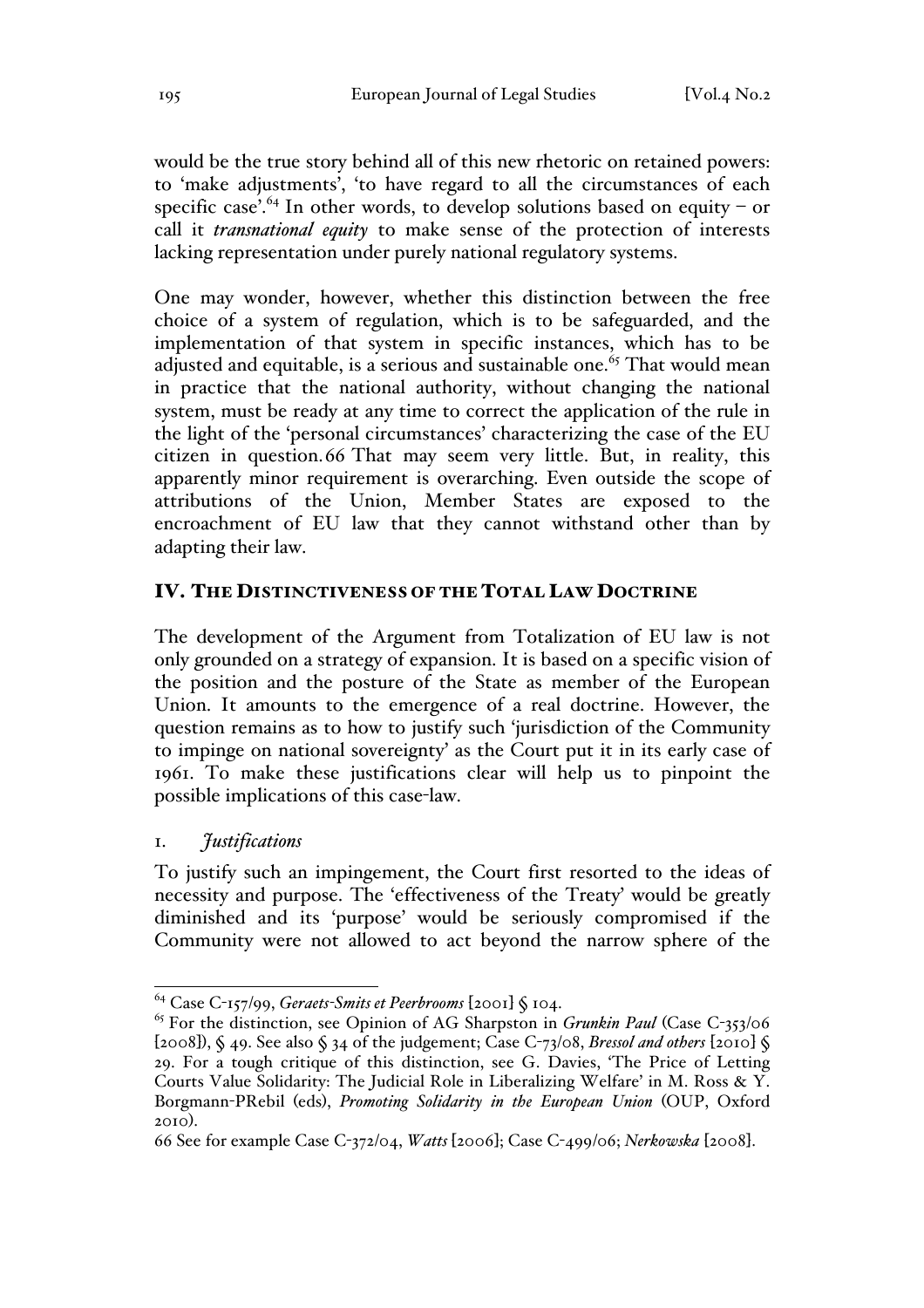would be the true story behind all of this new rhetoric on retained powers: to 'make adjustments', 'to have regard to all the circumstances of each specific case'.[64] In other words, to develop solutions based on equity – or call it *transnational equity* to make sense of the protection of interests lacking representation under purely national regulatory systems.

One may wonder, however, whether this distinction between the free choice of a system of regulation, which is to be safeguarded, and the implementation of that system in specific instances, which has to be adjusted and equitable, is a serious and sustainable one.[65] That would mean in practice that the national authority, without changing the national system, must be ready at any time to correct the application of the rule in the light of the 'personal circumstances' characterizing the case of the EU citizen in question.[66] That may seem very little. But, in reality, this apparently minor requirement is overarching. Even outside the scope of attributions of the Union, Member States are exposed to the encroachment of EU law that they cannot withstand other than by adapting their law.

## IV. THE DISTINCTIVENESS OF THE TOTAL LAW DOCTRINE

The development of the Argument from Totalization of EU law is not only grounded on a strategy of expansion. It is based on a specific vision of the position and the posture of the State as member of the European Union. It amounts to the emergence of a real doctrine. However, the question remains as to how to justify such 'jurisdiction of the Community to impinge on national sovereignty' as the Court put it in its early case of 1961. To make these justifications clear will help us to pinpoint the possible implications of this case-law.

### 1. *Justifications*

To justify such an impingement, the Court first resorted to the ideas of necessity and purpose. The 'effectiveness of the Treaty' would be greatly diminished and its 'purpose' would be seriously compromised if the Community were not allowed to act beyond the narrow sphere of the

---

[64] Case C-157/99, *Geraets-Smits et Peerbrooms* [2001] § 104.

[65] For the distinction, see Opinion of AG Sharpston in *Grunkin Paul* (Case C-353/06 [2008]), § 49. See also § 34 of the judgement; Case C-73/08, *Bressol and others* [2010] § 29. For a tough critique of this distinction, see G. Davies, 'The Price of Letting Courts Value Solidarity: The Judicial Role in Liberalizing Welfare' in M. Ross & Y. Borgmann-PRebil (eds), *Promoting Solidarity in the European Union* (OUP, Oxford 2010).

[66] See for example Case C-372/04, *Watts* [2006]; Case C-499/06; *Nerkowska* [2008].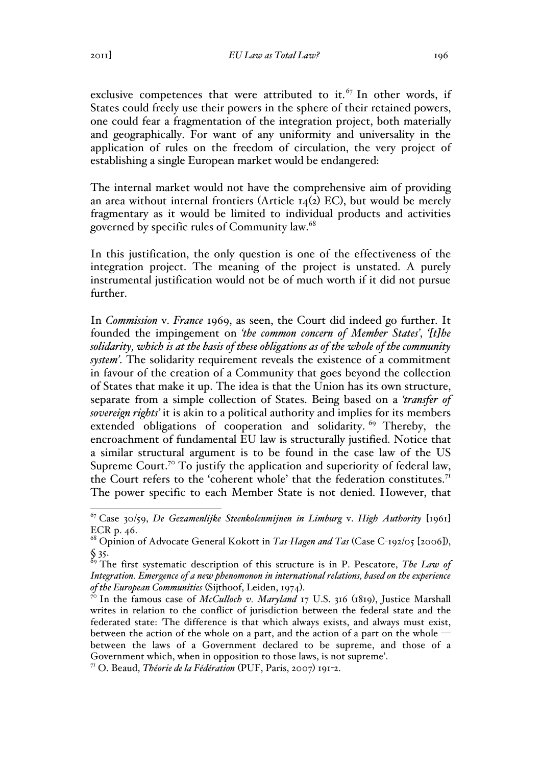exclusive competences that were attributed to it.[67] In other words, if States could freely use their powers in the sphere of their retained powers, one could fear a fragmentation of the integration project, both materially and geographically. For want of any uniformity and universality in the application of rules on the freedom of circulation, the very project of establishing a single European market would be endangered:

The internal market would not have the comprehensive aim of providing an area without internal frontiers (Article 14(2) EC), but would be merely fragmentary as it would be limited to individual products and activities governed by specific rules of Community law.[68]

In this justification, the only question is one of the effectiveness of the integration project. The meaning of the project is unstated. A purely instrumental justification would not be of much worth if it did not pursue further.

In *Commission* v. *France* 1969, as seen, the Court did indeed go further. It founded the impingement on *'the common concern of Member States'*, *'[t]he solidarity, which is at the basis of these obligations as of the whole of the community system'*. The solidarity requirement reveals the existence of a commitment in favour of the creation of a Community that goes beyond the collection of States that make it up. The idea is that the Union has its own structure, separate from a simple collection of States. Being based on a *'transfer of sovereign rights'* it is akin to a political authority and implies for its members extended obligations of cooperation and solidarity.[69] Thereby, the encroachment of fundamental EU law is structurally justified. Notice that a similar structural argument is to be found in the case law of the US Supreme Court.[70] To justify the application and superiority of federal law, the Court refers to the 'coherent whole' that the federation constitutes.[71] The power specific to each Member State is not denied. However, that

---

[67] Case 30/59, *De Gezamenlijke Steenkolenmijnen in Limburg* v. *High Authority* [1961] ECR p. 46.

[68] Opinion of Advocate General Kokott in *Tas-Hagen and Tas* (Case C-192/05 [2006]), § 35.

[69] The first systematic description of this structure is in P. Pescatore, *The Law of Integration. Emergence of a new phenomonon in international relations, based on the experience of the European Communities* (Sijthoof, Leiden, 1974).

[70] In the famous case of *McCulloch v. Maryland* 17 U.S. 316 (1819), Justice Marshall writes in relation to the conflict of jurisdiction between the federal state and the federated state: 'The difference is that which always exists, and always must exist, between the action of the whole on a part, and the action of a part on the whole — between the laws of a Government declared to be supreme, and those of a Government which, when in opposition to those laws, is not supreme'.

[71] O. Beaud, *Théorie de la Fédération* (PUF, Paris, 2007) 191-2.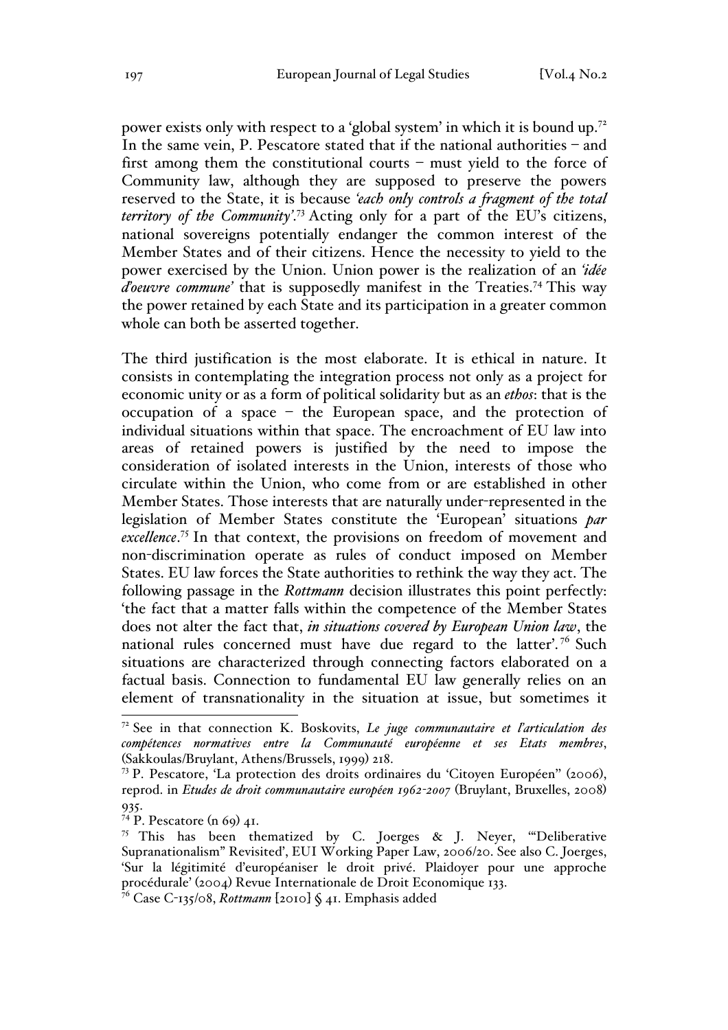power exists only with respect to a 'global system' in which it is bound up.[72] In the same vein, P. Pescatore stated that if the national authorities – and first among them the constitutional courts – must yield to the force of Community law, although they are supposed to preserve the powers reserved to the State, it is because *'each only controls a fragment of the total territory of the Community'*.[73] Acting only for a part of the EU's citizens, national sovereigns potentially endanger the common interest of the Member States and of their citizens. Hence the necessity to yield to the power exercised by the Union. Union power is the realization of an *'idée d'oeuvre commune'* that is supposedly manifest in the Treaties.[74] This way the power retained by each State and its participation in a greater common whole can both be asserted together.

The third justification is the most elaborate. It is ethical in nature. It consists in contemplating the integration process not only as a project for economic unity or as a form of political solidarity but as an *ethos*: that is the occupation of a space – the European space, and the protection of individual situations within that space. The encroachment of EU law into areas of retained powers is justified by the need to impose the consideration of isolated interests in the Union, interests of those who circulate within the Union, who come from or are established in other Member States. Those interests that are naturally under-represented in the legislation of Member States constitute the 'European' situations *par excellence*.[75] In that context, the provisions on freedom of movement and non-discrimination operate as rules of conduct imposed on Member States. EU law forces the State authorities to rethink the way they act. The following passage in the *Rottmann* decision illustrates this point perfectly: 'the fact that a matter falls within the competence of the Member States does not alter the fact that, *in situations covered by European Union law*, the national rules concerned must have due regard to the latter'.[76] Such situations are characterized through connecting factors elaborated on a factual basis. Connection to fundamental EU law generally relies on an element of transnationality in the situation at issue, but sometimes it

---

[72] See in that connection K. Boskovits, *Le juge communautaire et l'articulation des compétences normatives entre la Communauté européenne et ses Etats membres*, (Sakkoulas/Bruylant, Athens/Brussels, 1999) 218.

[73] P. Pescatore, 'La protection des droits ordinaires du 'Citoyen Européen" (2006), reprod. in *Etudes de droit communautaire européen 1962-2007* (Bruylant, Bruxelles, 2008) 935.

[74] P. Pescatore (n 69) 41.

[75] This has been thematized by C. Joerges & J. Neyer, '"Deliberative Supranationalism" Revisited', EUI Working Paper Law, 2006/20. See also C. Joerges, 'Sur la légitimité d'européaniser le droit privé. Plaidoyer pour une approche procédurale' (2004) Revue Internationale de Droit Economique 133.

[76] Case C-135/08, *Rottmann* [2010] § 41. Emphasis added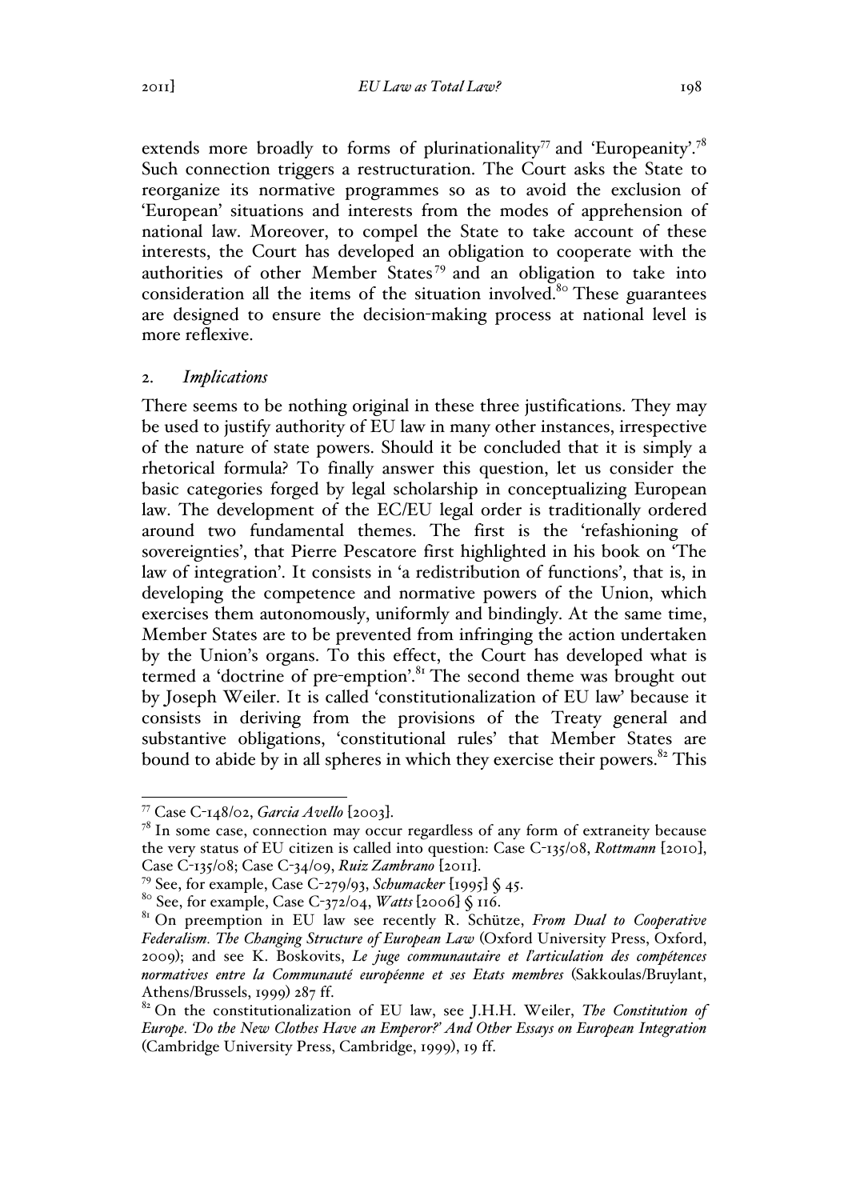extends more broadly to forms of plurinationality[77] and 'Europeanity'.[78] Such connection triggers a restructuration. The Court asks the State to reorganize its normative programmes so as to avoid the exclusion of 'European' situations and interests from the modes of apprehension of national law. Moreover, to compel the State to take account of these interests, the Court has developed an obligation to cooperate with the authorities of other Member States[79] and an obligation to take into consideration all the items of the situation involved.[80] These guarantees are designed to ensure the decision-making process at national level is more reflexive.

### 2. *Implications*

There seems to be nothing original in these three justifications. They may be used to justify authority of EU law in many other instances, irrespective of the nature of state powers. Should it be concluded that it is simply a rhetorical formula? To finally answer this question, let us consider the basic categories forged by legal scholarship in conceptualizing European law. The development of the EC/EU legal order is traditionally ordered around two fundamental themes. The first is the 'refashioning of sovereignties', that Pierre Pescatore first highlighted in his book on 'The law of integration'. It consists in 'a redistribution of functions', that is, in developing the competence and normative powers of the Union, which exercises them autonomously, uniformly and bindingly. At the same time, Member States are to be prevented from infringing the action undertaken by the Union's organs. To this effect, the Court has developed what is termed a 'doctrine of pre-emption'.[81] The second theme was brought out by Joseph Weiler. It is called 'constitutionalization of EU law' because it consists in deriving from the provisions of the Treaty general and substantive obligations, 'constitutional rules' that Member States are bound to abide by in all spheres in which they exercise their powers.[82] This

---

[77] Case C-148/02, *Garcia Avello* [2003].

[78] In some case, connection may occur regardless of any form of extraneity because the very status of EU citizen is called into question: Case C-135/08, *Rottmann* [2010], Case C-135/08; Case C-34/09, *Ruiz Zambrano* [2011].

[79] See, for example, Case C-279/93, *Schumacker* [1995] § 45.

[80] See, for example, Case C-372/04, *Watts* [2006] § 116.

[81] On preemption in EU law see recently R. Schütze, *From Dual to Cooperative Federalism. The Changing Structure of European Law* (Oxford University Press, Oxford, 2009); and see K. Boskovits, *Le juge communautaire et l'articulation des compétences normatives entre la Communauté européenne et ses Etats membres* (Sakkoulas/Bruylant, Athens/Brussels, 1999) 287 ff.

[82] On the constitutionalization of EU law, see J.H.H. Weiler, *The Constitution of Europe. 'Do the New Clothes Have an Emperor?' And Other Essays on European Integration* (Cambridge University Press, Cambridge, 1999), 19 ff.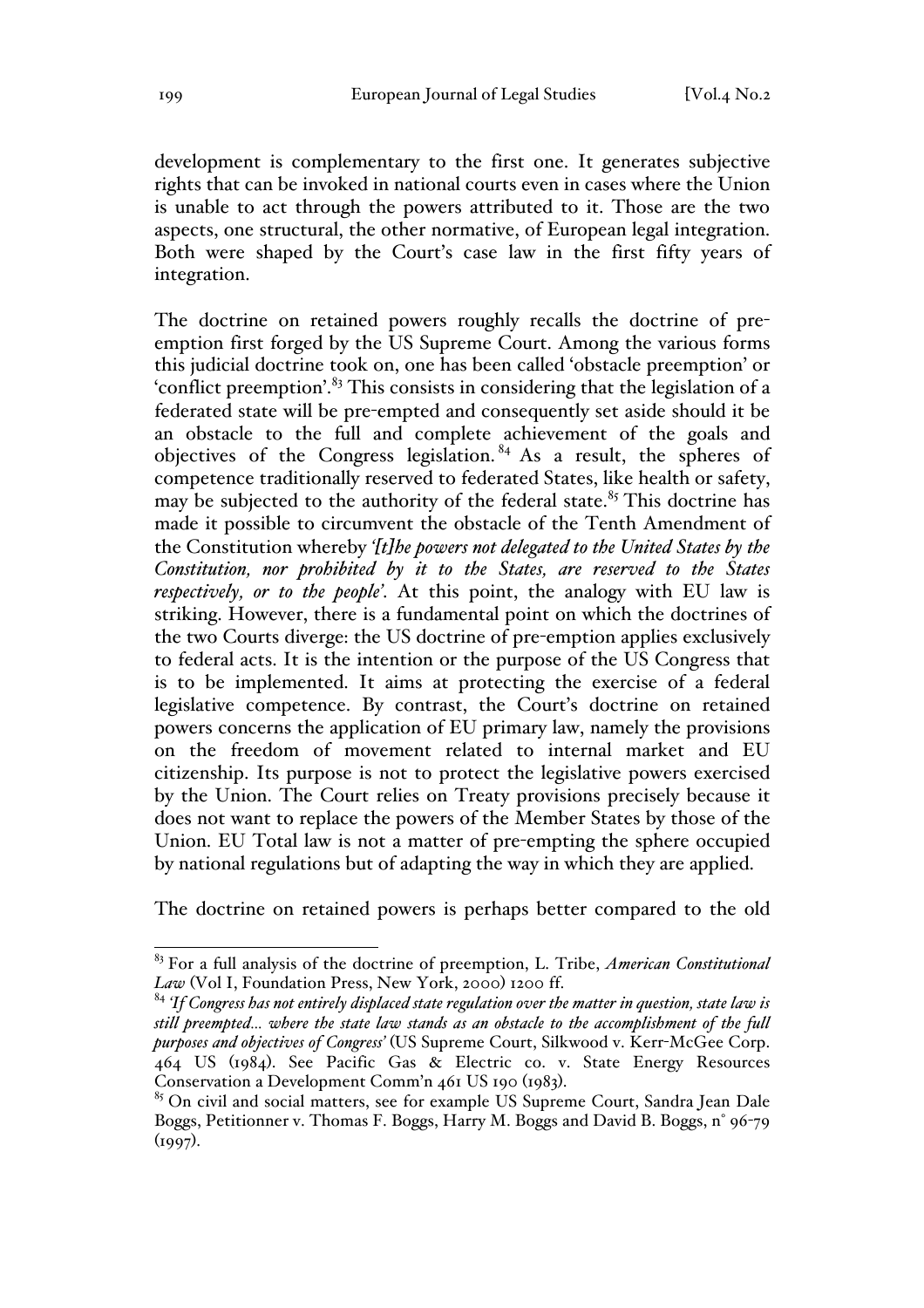development is complementary to the first one. It generates subjective rights that can be invoked in national courts even in cases where the Union is unable to act through the powers attributed to it. Those are the two aspects, one structural, the other normative, of European legal integration. Both were shaped by the Court's case law in the first fifty years of integration.

The doctrine on retained powers roughly recalls the doctrine of pre-emption first forged by the US Supreme Court. Among the various forms this judicial doctrine took on, one has been called 'obstacle preemption' or 'conflict preemption'.[83] This consists in considering that the legislation of a federated state will be pre-empted and consequently set aside should it be an obstacle to the full and complete achievement of the goals and objectives of the Congress legislation.[84] As a result, the spheres of competence traditionally reserved to federated States, like health or safety, may be subjected to the authority of the federal state.[85] This doctrine has made it possible to circumvent the obstacle of the Tenth Amendment of the Constitution whereby *'[t]he powers not delegated to the United States by the Constitution, nor prohibited by it to the States, are reserved to the States respectively, or to the people'*. At this point, the analogy with EU law is striking. However, there is a fundamental point on which the doctrines of the two Courts diverge: the US doctrine of pre-emption applies exclusively to federal acts. It is the intention or the purpose of the US Congress that is to be implemented. It aims at protecting the exercise of a federal legislative competence. By contrast, the Court's doctrine on retained powers concerns the application of EU primary law, namely the provisions on the freedom of movement related to internal market and EU citizenship. Its purpose is not to protect the legislative powers exercised by the Union. The Court relies on Treaty provisions precisely because it does not want to replace the powers of the Member States by those of the Union. EU Total law is not a matter of pre-empting the sphere occupied by national regulations but of adapting the way in which they are applied.

The doctrine on retained powers is perhaps better compared to the old

---

[83] For a full analysis of the doctrine of preemption, L. Tribe, *American Constitutional Law* (Vol I, Foundation Press, New York, 2000) 1200 ff.

[84] *'If Congress has not entirely displaced state regulation over the matter in question, state law is still preempted... where the state law stands as an obstacle to the accomplishment of the full purposes and objectives of Congress'* (US Supreme Court, Silkwood v. Kerr-McGee Corp. 464 US (1984). See Pacific Gas & Electric co. v. State Energy Resources Conservation a Development Comm'n 461 US 190 (1983).

[85] On civil and social matters, see for example US Supreme Court, Sandra Jean Dale Boggs, Petitionner v. Thomas F. Boggs, Harry M. Boggs and David B. Boggs, n° 96-79 (1997).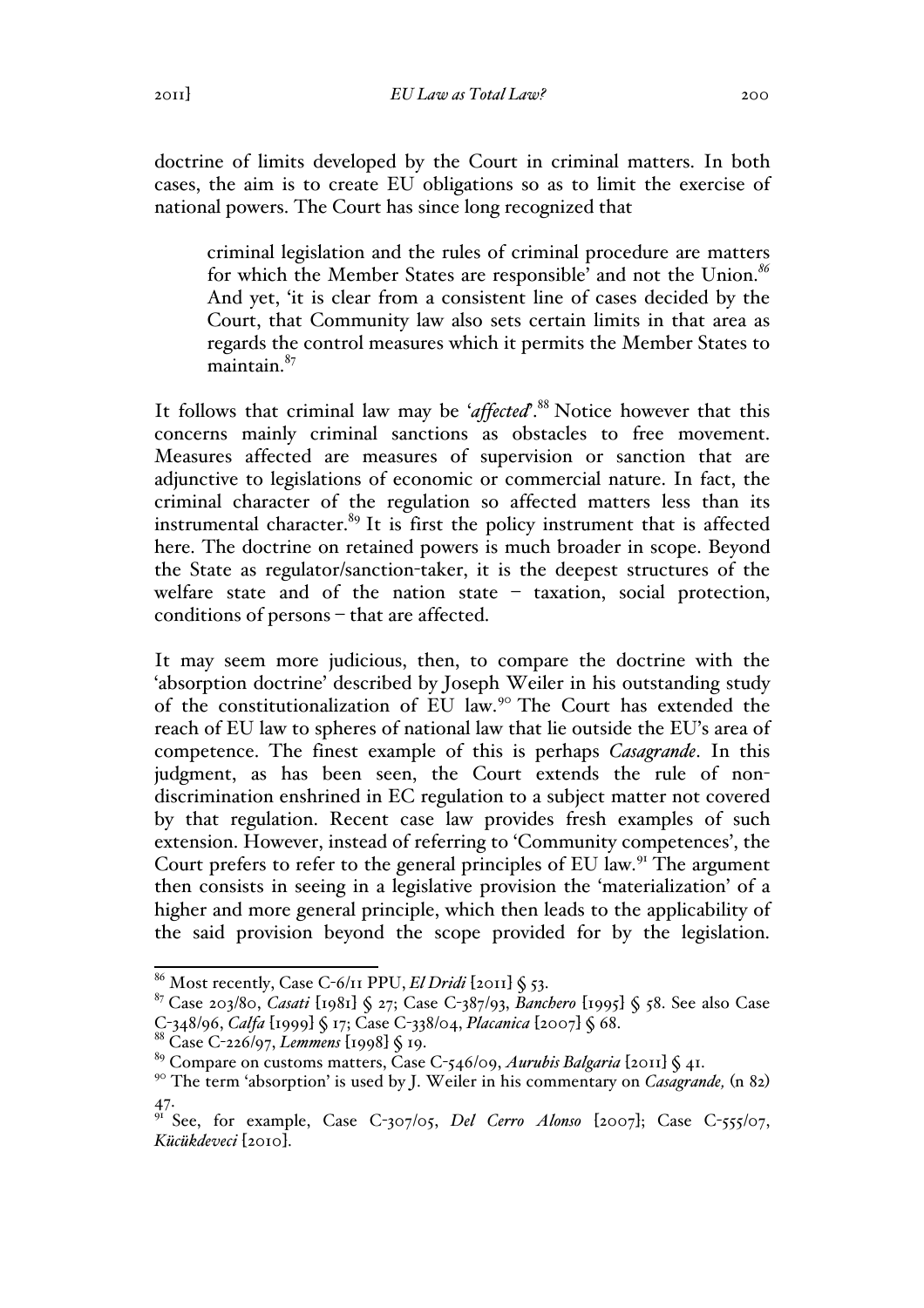doctrine of limits developed by the Court in criminal matters. In both cases, the aim is to create EU obligations so as to limit the exercise of national powers. The Court has since long recognized that

> criminal legislation and the rules of criminal procedure are matters for which the Member States are responsible' and not the Union.[86] And yet, 'it is clear from a consistent line of cases decided by the Court, that Community law also sets certain limits in that area as regards the control measures which it permits the Member States to maintain.[87]

It follows that criminal law may be '*affected*'.[88] Notice however that this concerns mainly criminal sanctions as obstacles to free movement. Measures affected are measures of supervision or sanction that are adjunctive to legislations of economic or commercial nature. In fact, the criminal character of the regulation so affected matters less than its instrumental character.[89] It is first the policy instrument that is affected here. The doctrine on retained powers is much broader in scope. Beyond the State as regulator/sanction-taker, it is the deepest structures of the welfare state and of the nation state – taxation, social protection, conditions of persons – that are affected.

It may seem more judicious, then, to compare the doctrine with the 'absorption doctrine' described by Joseph Weiler in his outstanding study of the constitutionalization of EU law.[90] The Court has extended the reach of EU law to spheres of national law that lie outside the EU's area of competence. The finest example of this is perhaps *Casagrande*. In this judgment, as has been seen, the Court extends the rule of non-discrimination enshrined in EC regulation to a subject matter not covered by that regulation. Recent case law provides fresh examples of such extension. However, instead of referring to 'Community competences', the Court prefers to refer to the general principles of EU law.[91] The argument then consists in seeing in a legislative provision the 'materialization' of a higher and more general principle, which then leads to the applicability of the said provision beyond the scope provided for by the legislation.

---

[86] Most recently, Case C-6/11 PPU, *El Dridi* [2011] § 53.

[87] Case 203/80, *Casati* [1981] § 27; Case C-387/93, *Banchero* [1995] § 58. See also Case C-348/96, *Calfa* [1999] § 17; Case C-338/04, *Placanica* [2007] § 68.

[88] Case C-226/97, *Lemmens* [1998] § 19.

[89] Compare on customs matters, Case C-546/09, *Aurubis Balgaria* [2011] § 41.

[90] The term 'absorption' is used by J. Weiler in his commentary on *Casagrande,* (n 82) 47.

[91] See, for example, Case C-307/05, *Del Cerro Alonso* [2007]; Case C-555/07, *Kücükdeveci* [2010].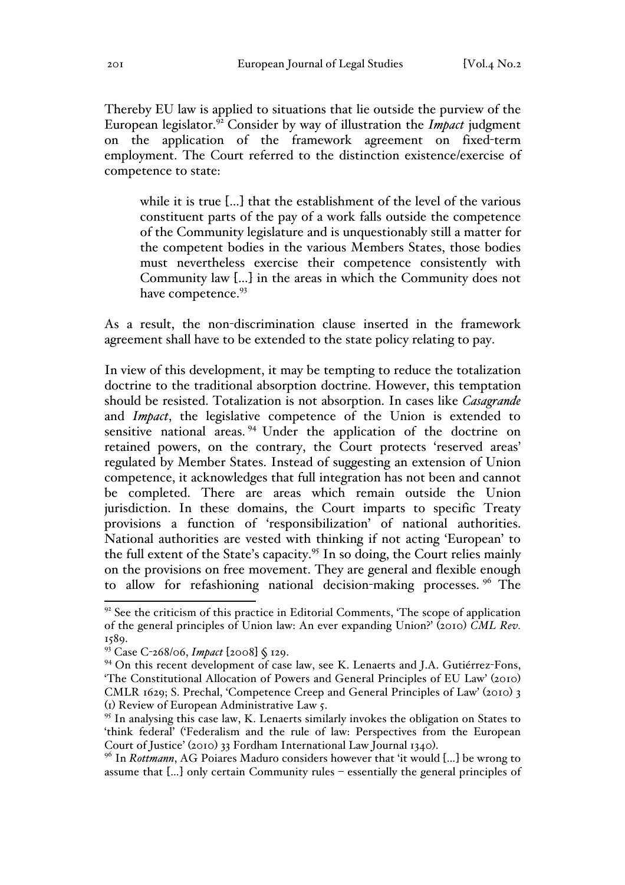Thereby EU law is applied to situations that lie outside the purview of the European legislator.[92] Consider by way of illustration the *Impact* judgment on the application of the framework agreement on fixed-term employment. The Court referred to the distinction existence/exercise of competence to state:

> while it is true [...] that the establishment of the level of the various constituent parts of the pay of a work falls outside the competence of the Community legislature and is unquestionably still a matter for the competent bodies in the various Members States, those bodies must nevertheless exercise their competence consistently with Community law [...] in the areas in which the Community does not have competence.[93]

As a result, the non-discrimination clause inserted in the framework agreement shall have to be extended to the state policy relating to pay.

In view of this development, it may be tempting to reduce the totalization doctrine to the traditional absorption doctrine. However, this temptation should be resisted. Totalization is not absorption. In cases like *Casagrande* and *Impact*, the legislative competence of the Union is extended to sensitive national areas.[94] Under the application of the doctrine on retained powers, on the contrary, the Court protects 'reserved areas' regulated by Member States. Instead of suggesting an extension of Union competence, it acknowledges that full integration has not been and cannot be completed. There are areas which remain outside the Union jurisdiction. In these domains, the Court imparts to specific Treaty provisions a function of 'responsibilization' of national authorities. National authorities are vested with thinking if not acting 'European' to the full extent of the State's capacity.[95] In so doing, the Court relies mainly on the provisions on free movement. They are general and flexible enough to allow for refashioning national decision-making processes.[96] The

---

[92] See the criticism of this practice in Editorial Comments, 'The scope of application of the general principles of Union law: An ever expanding Union?' (2010) *CML Rev.* 1589.

[93] Case C-268/06, *Impact* [2008] § 129.

[94] On this recent development of case law, see K. Lenaerts and J.A. Gutiérrez-Fons, 'The Constitutional Allocation of Powers and General Principles of EU Law' (2010) CMLR 1629; S. Prechal, 'Competence Creep and General Principles of Law' (2010) 3 (1) Review of European Administrative Law 5.

[95] In analysing this case law, K. Lenaerts similarly invokes the obligation on States to 'think federal' ('Federalism and the rule of law: Perspectives from the European Court of Justice' (2010) 33 Fordham International Law Journal 1340).

[96] In *Rottmann*, AG Poiares Maduro considers however that 'it would [...] be wrong to assume that [...] only certain Community rules – essentially the general principles of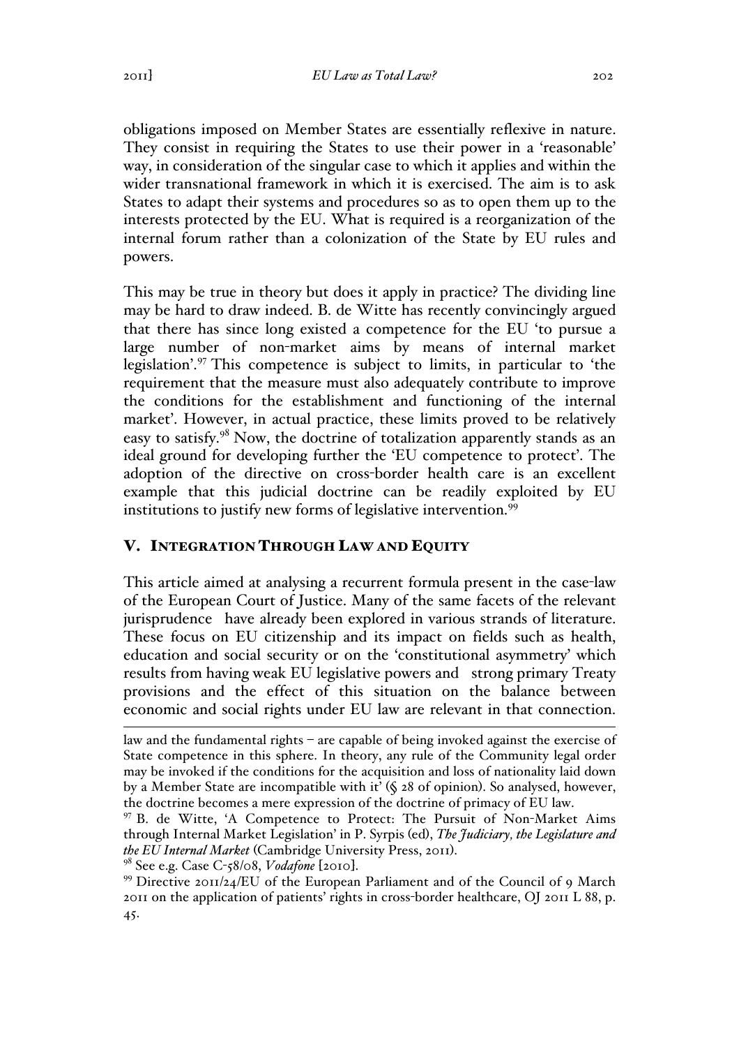obligations imposed on Member States are essentially reflexive in nature. They consist in requiring the States to use their power in a 'reasonable' way, in consideration of the singular case to which it applies and within the wider transnational framework in which it is exercised. The aim is to ask States to adapt their systems and procedures so as to open them up to the interests protected by the EU. What is required is a reorganization of the internal forum rather than a colonization of the State by EU rules and powers.

This may be true in theory but does it apply in practice? The dividing line may be hard to draw indeed. B. de Witte has recently convincingly argued that there has since long existed a competence for the EU 'to pursue a large number of non-market aims by means of internal market legislation'.[97] This competence is subject to limits, in particular to 'the requirement that the measure must also adequately contribute to improve the conditions for the establishment and functioning of the internal market'. However, in actual practice, these limits proved to be relatively easy to satisfy.[98] Now, the doctrine of totalization apparently stands as an ideal ground for developing further the 'EU competence to protect'. The adoption of the directive on cross-border health care is an excellent example that this judicial doctrine can be readily exploited by EU institutions to justify new forms of legislative intervention.[99]

## V. INTEGRATION THROUGH LAW AND EQUITY

This article aimed at analysing a recurrent formula present in the case-law of the European Court of Justice. Many of the same facets of the relevant jurisprudence have already been explored in various strands of literature. These focus on EU citizenship and its impact on fields such as health, education and social security or on the 'constitutional asymmetry' which results from having weak EU legislative powers and strong primary Treaty provisions and the effect of this situation on the balance between economic and social rights under EU law are relevant in that connection.

---

law and the fundamental rights – are capable of being invoked against the exercise of State competence in this sphere. In theory, any rule of the Community legal order may be invoked if the conditions for the acquisition and loss of nationality laid down by a Member State are incompatible with it' (§ 28 of opinion). So analysed, however, the doctrine becomes a mere expression of the doctrine of primacy of EU law.

[97] B. de Witte, 'A Competence to Protect: The Pursuit of Non-Market Aims through Internal Market Legislation' in P. Syrpis (ed), *The Judiciary, the Legislature and the EU Internal Market* (Cambridge University Press, 2011).

[98] See e.g. Case C-58/08, *Vodafone* [2010].

[99] Directive 2011/24/EU of the European Parliament and of the Council of 9 March 2011 on the application of patients' rights in cross-border healthcare, OJ 2011 L 88, p. 45.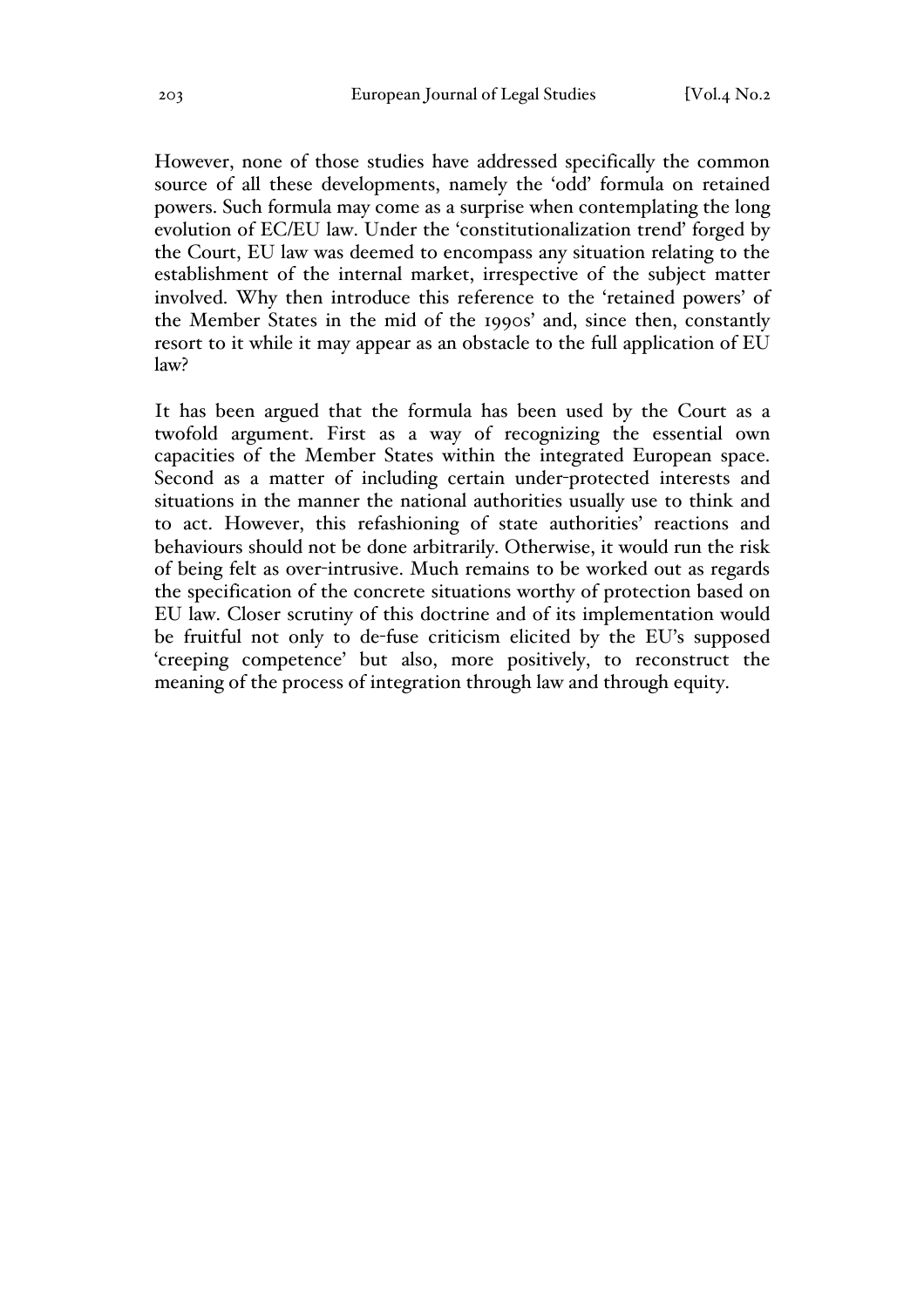However, none of those studies have addressed specifically the common source of all these developments, namely the 'odd' formula on retained powers. Such formula may come as a surprise when contemplating the long evolution of EC/EU law. Under the 'constitutionalization trend' forged by the Court, EU law was deemed to encompass any situation relating to the establishment of the internal market, irrespective of the subject matter involved. Why then introduce this reference to the 'retained powers' of the Member States in the mid of the 1990s' and, since then, constantly resort to it while it may appear as an obstacle to the full application of EU law?

It has been argued that the formula has been used by the Court as a twofold argument. First as a way of recognizing the essential own capacities of the Member States within the integrated European space. Second as a matter of including certain under-protected interests and situations in the manner the national authorities usually use to think and to act. However, this refashioning of state authorities' reactions and behaviours should not be done arbitrarily. Otherwise, it would run the risk of being felt as over-intrusive. Much remains to be worked out as regards the specification of the concrete situations worthy of protection based on EU law. Closer scrutiny of this doctrine and of its implementation would be fruitful not only to de-fuse criticism elicited by the EU's supposed 'creeping competence' but also, more positively, to reconstruct the meaning of the process of integration through law and through equity.